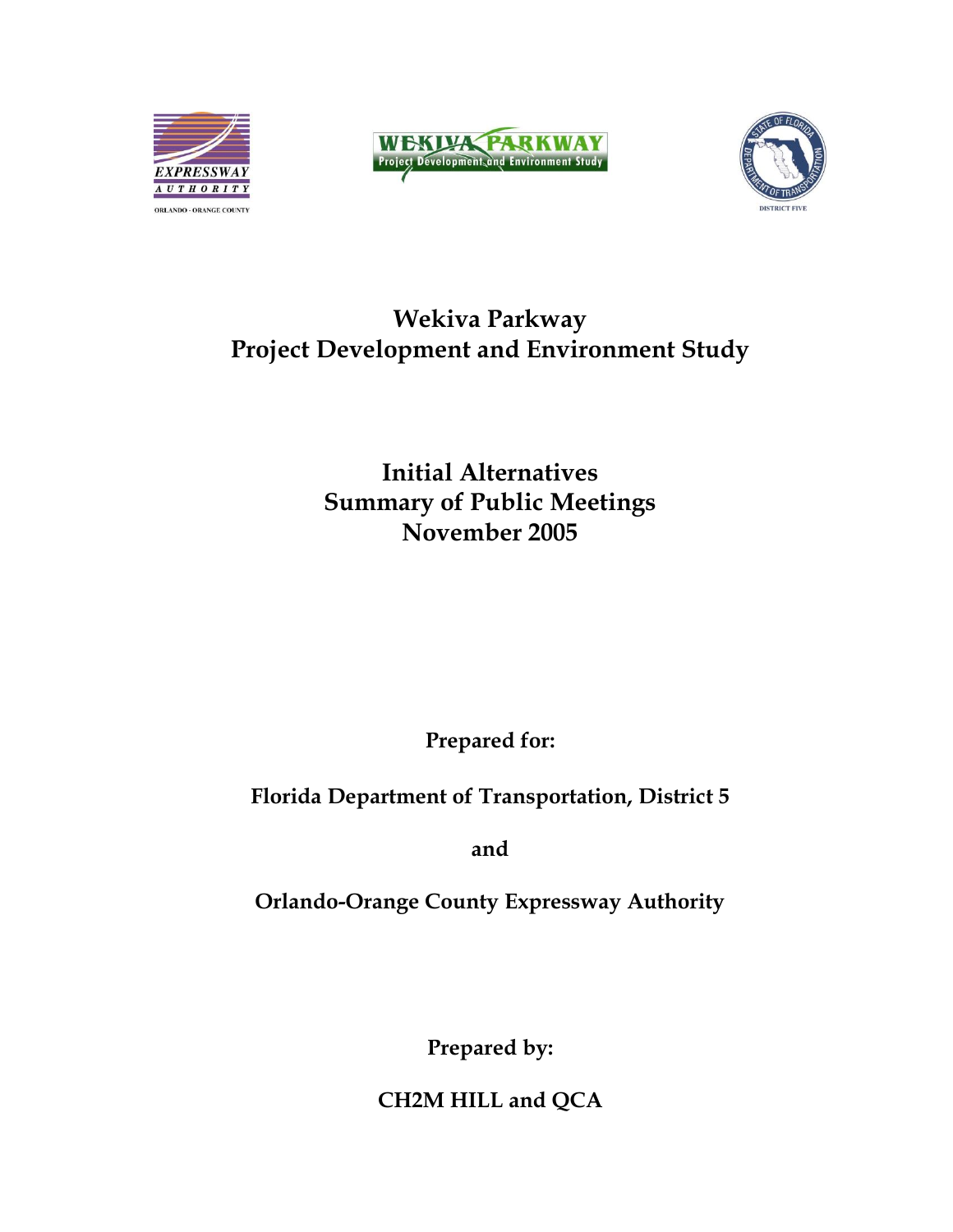# Wekiva Parkway
# Project Development and Environment Study

## Initial Alternatives
## Summary of Public Meetings
## November 2005

**Prepared for:**

**Florida Department of Transportation, District 5**

**and**

**Orlando-Orange County Expressway Authority**

**Prepared by:**

**CH2M HILL and QCA**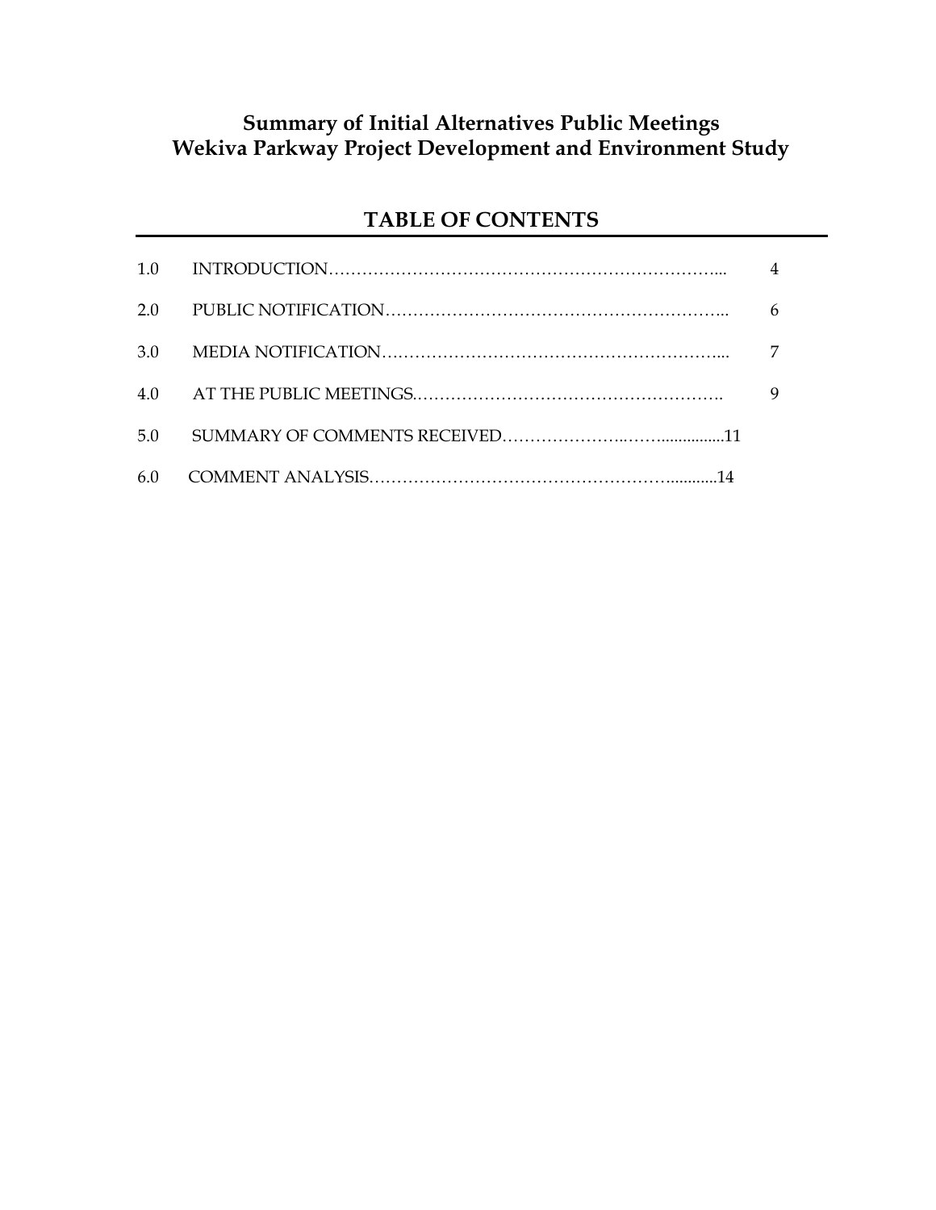# Summary of Initial Alternatives Public Meetings
# Wekiva Parkway Project Development and Environment Study

## TABLE OF CONTENTS

| | | |
|---|---|---|
| 1.0 | INTRODUCTION | 4 |
| 2.0 | PUBLIC NOTIFICATION | 6 |
| 3.0 | MEDIA NOTIFICATION | 7 |
| 4.0 | AT THE PUBLIC MEETINGS | 9 |
| 5.0 | SUMMARY OF COMMENTS RECEIVED | 11 |
| 6.0 | COMMENT ANALYSIS | 14 |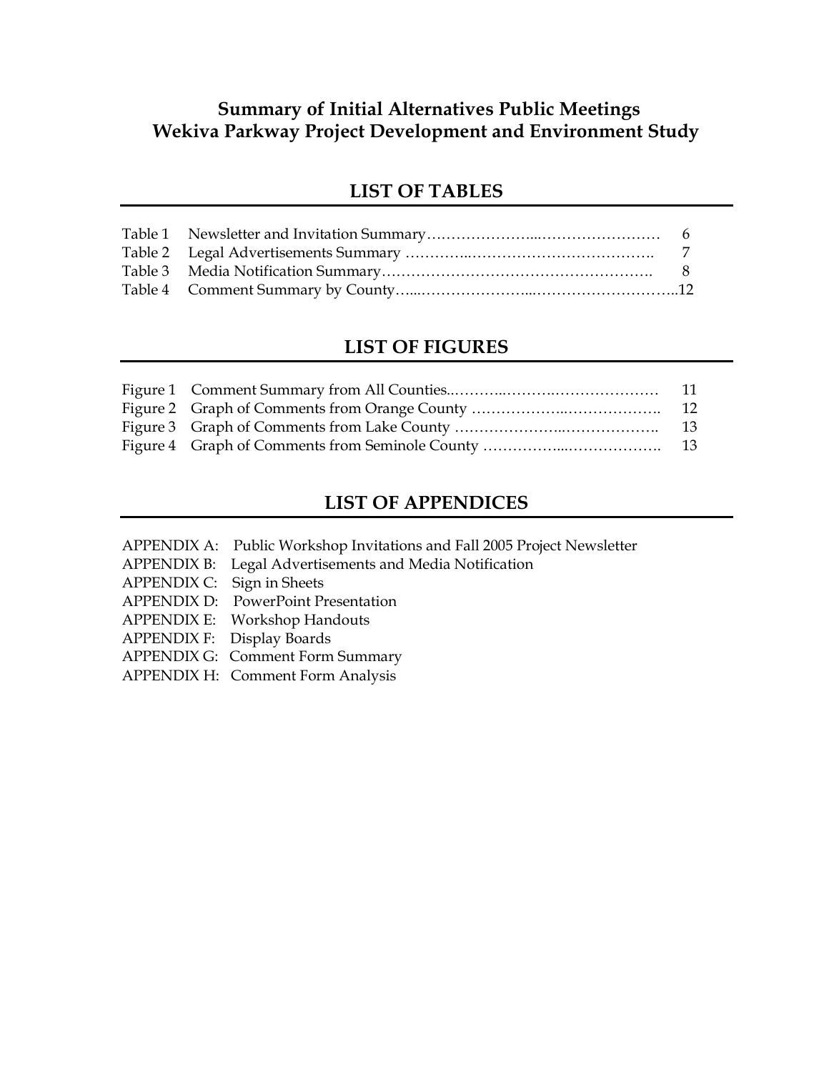# Summary of Initial Alternatives Public Meetings
# Wekiva Parkway Project Development and Environment Study

## LIST OF TABLES

| | | |
|---|---|---|
| Table 1 | Newsletter and Invitation Summary | 6 |
| Table 2 | Legal Advertisements Summary | 7 |
| Table 3 | Media Notification Summary | 8 |
| Table 4 | Comment Summary by County | 12 |

## LIST OF FIGURES

| | | |
|---|---|---|
| Figure 1 | Comment Summary from All Counties | 11 |
| Figure 2 | Graph of Comments from Orange County | 12 |
| Figure 3 | Graph of Comments from Lake County | 13 |
| Figure 4 | Graph of Comments from Seminole County | 13 |

## LIST OF APPENDICES

APPENDIX A: Public Workshop Invitations and Fall 2005 Project Newsletter
APPENDIX B: Legal Advertisements and Media Notification
APPENDIX C: Sign in Sheets
APPENDIX D: PowerPoint Presentation
APPENDIX E: Workshop Handouts
APPENDIX F: Display Boards
APPENDIX G: Comment Form Summary
APPENDIX H: Comment Form Analysis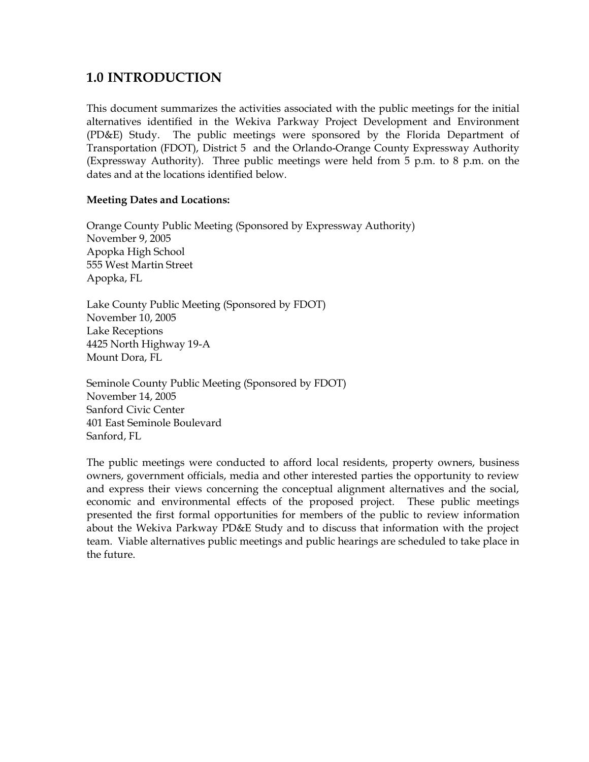## 1.0 INTRODUCTION

This document summarizes the activities associated with the public meetings for the initial alternatives identified in the Wekiva Parkway Project Development and Environment (PD&E) Study. The public meetings were sponsored by the Florida Department of Transportation (FDOT), District 5 and the Orlando-Orange County Expressway Authority (Expressway Authority). Three public meetings were held from 5 p.m. to 8 p.m. on the dates and at the locations identified below.

**Meeting Dates and Locations:**

Orange County Public Meeting (Sponsored by Expressway Authority)
November 9, 2005
Apopka High School
555 West Martin Street
Apopka, FL

Lake County Public Meeting (Sponsored by FDOT)
November 10, 2005
Lake Receptions
4425 North Highway 19-A
Mount Dora, FL

Seminole County Public Meeting (Sponsored by FDOT)
November 14, 2005
Sanford Civic Center
401 East Seminole Boulevard
Sanford, FL

The public meetings were conducted to afford local residents, property owners, business owners, government officials, media and other interested parties the opportunity to review and express their views concerning the conceptual alignment alternatives and the social, economic and environmental effects of the proposed project. These public meetings presented the first formal opportunities for members of the public to review information about the Wekiva Parkway PD&E Study and to discuss that information with the project team. Viable alternatives public meetings and public hearings are scheduled to take place in the future.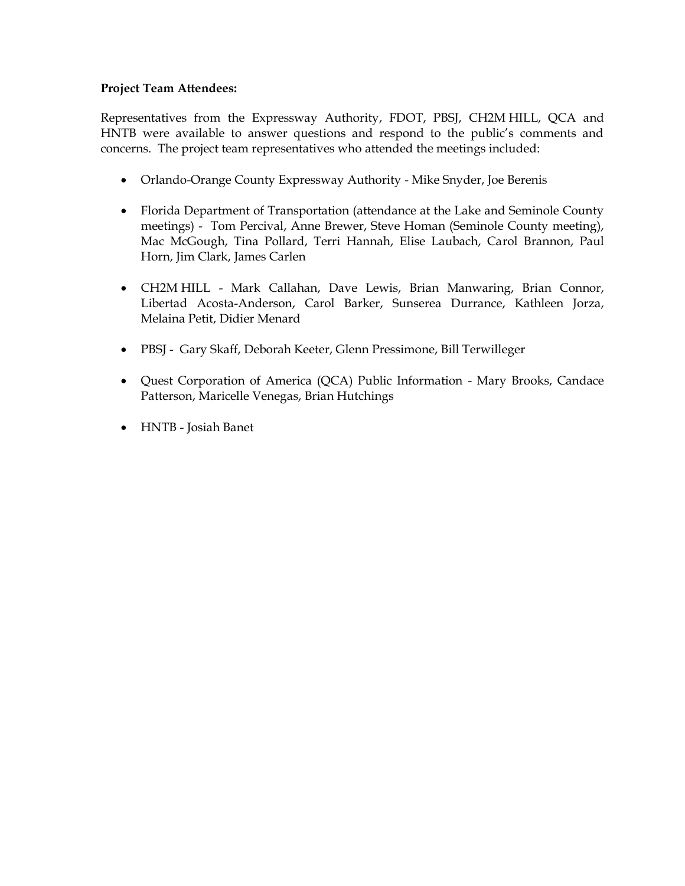**Project Team Attendees:**

Representatives from the Expressway Authority, FDOT, PBSJ, CH2M HILL, QCA and HNTB were available to answer questions and respond to the public's comments and concerns. The project team representatives who attended the meetings included:

- Orlando-Orange County Expressway Authority - Mike Snyder, Joe Berenis
- Florida Department of Transportation (attendance at the Lake and Seminole County meetings) - Tom Percival, Anne Brewer, Steve Homan (Seminole County meeting), Mac McGough, Tina Pollard, Terri Hannah, Elise Laubach, Carol Brannon, Paul Horn, Jim Clark, James Carlen
- CH2M HILL - Mark Callahan, Dave Lewis, Brian Manwaring, Brian Connor, Libertad Acosta-Anderson, Carol Barker, Sunserea Durrance, Kathleen Jorza, Melaina Petit, Didier Menard
- PBSJ - Gary Skaff, Deborah Keeter, Glenn Pressimone, Bill Terwilleger
- Quest Corporation of America (QCA) Public Information - Mary Brooks, Candace Patterson, Maricelle Venegas, Brian Hutchings
- HNTB - Josiah Banet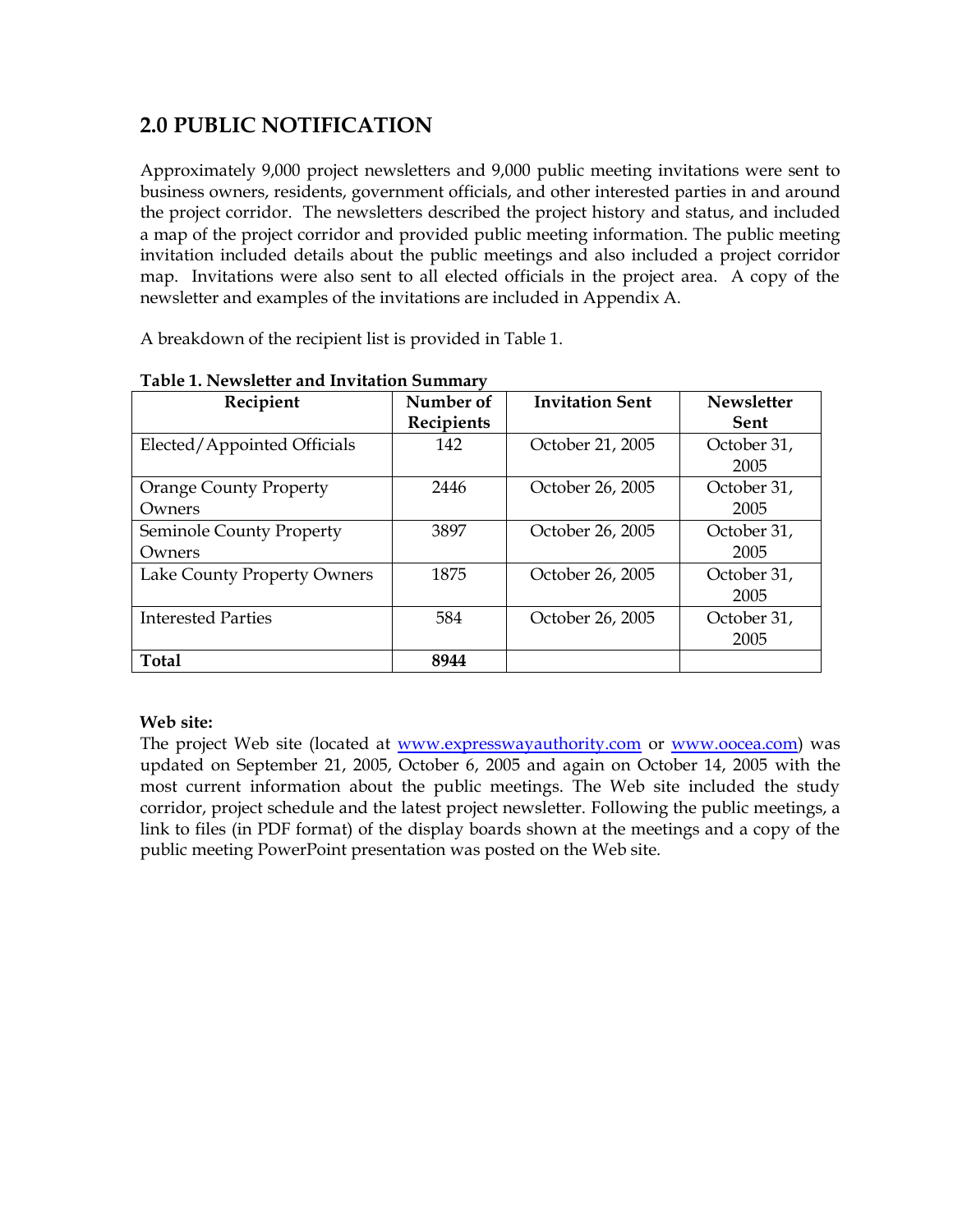## 2.0 PUBLIC NOTIFICATION

Approximately 9,000 project newsletters and 9,000 public meeting invitations were sent to business owners, residents, government officials, and other interested parties in and around the project corridor. The newsletters described the project history and status, and included a map of the project corridor and provided public meeting information. The public meeting invitation included details about the public meetings and also included a project corridor map. Invitations were also sent to all elected officials in the project area. A copy of the newsletter and examples of the invitations are included in Appendix A.

A breakdown of the recipient list is provided in Table 1.

**Table 1. Newsletter and Invitation Summary**

| Recipient | Number of Recipients | Invitation Sent | Newsletter Sent |
|---|---|---|---|
| Elected/Appointed Officials | 142 | October 21, 2005 | October 31, 2005 |
| Orange County Property Owners | 2446 | October 26, 2005 | October 31, 2005 |
| Seminole County Property Owners | 3897 | October 26, 2005 | October 31, 2005 |
| Lake County Property Owners | 1875 | October 26, 2005 | October 31, 2005 |
| Interested Parties | 584 | October 26, 2005 | October 31, 2005 |
| **Total** | **8944** | | |

**Web site:**
The project Web site (located at www.expresswayauthority.com or www.oocea.com) was updated on September 21, 2005, October 6, 2005 and again on October 14, 2005 with the most current information about the public meetings. The Web site included the study corridor, project schedule and the latest project newsletter. Following the public meetings, a link to files (in PDF format) of the display boards shown at the meetings and a copy of the public meeting PowerPoint presentation was posted on the Web site.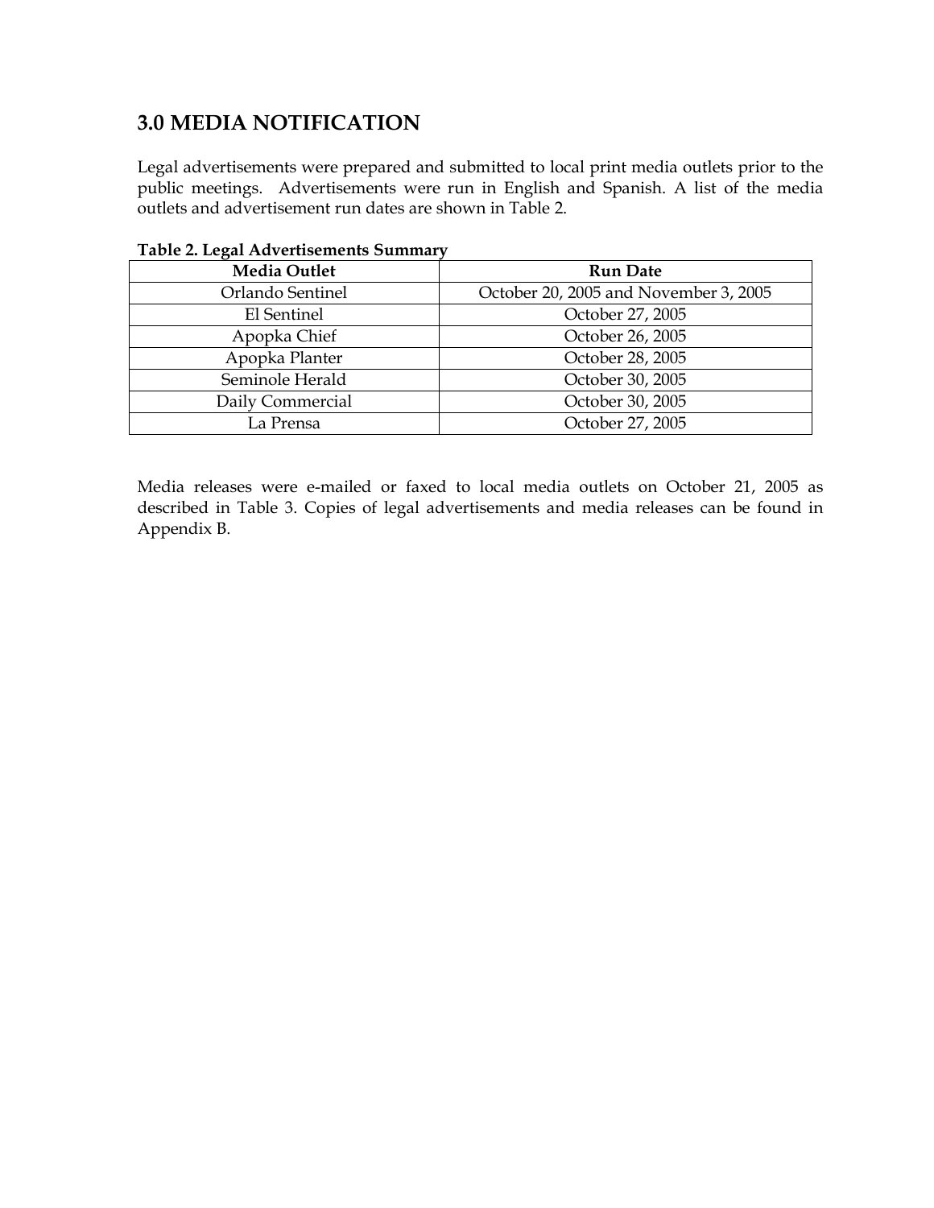# 3.0 MEDIA NOTIFICATION

Legal advertisements were prepared and submitted to local print media outlets prior to the public meetings. Advertisements were run in English and Spanish. A list of the media outlets and advertisement run dates are shown in Table 2.

**Table 2. Legal Advertisements Summary**

| Media Outlet | Run Date |
|---|---|
| Orlando Sentinel | October 20, 2005 and November 3, 2005 |
| El Sentinel | October 27, 2005 |
| Apopka Chief | October 26, 2005 |
| Apopka Planter | October 28, 2005 |
| Seminole Herald | October 30, 2005 |
| Daily Commercial | October 30, 2005 |
| La Prensa | October 27, 2005 |

Media releases were e-mailed or faxed to local media outlets on October 21, 2005 as described in Table 3. Copies of legal advertisements and media releases can be found in Appendix B.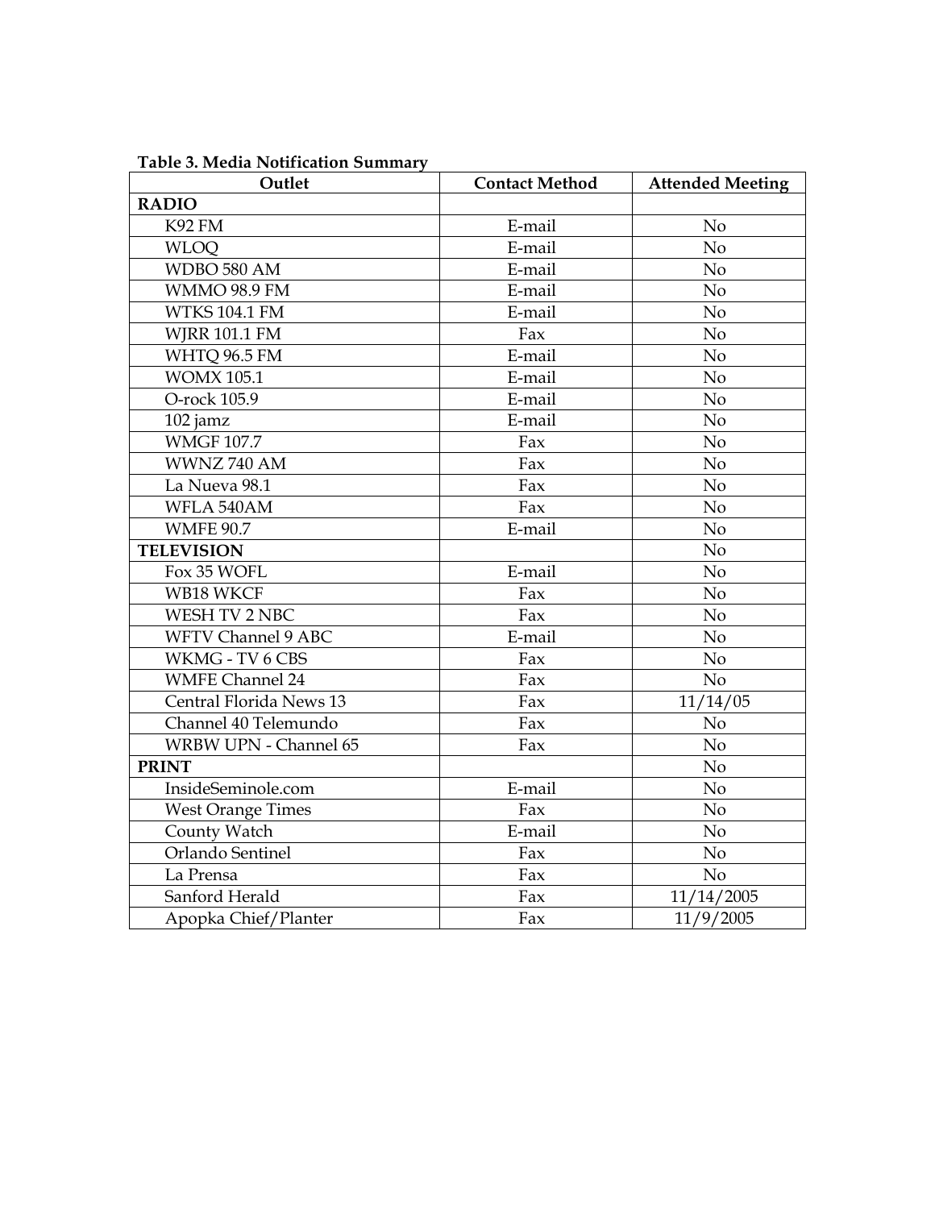**Table 3. Media Notification Summary**

| Outlet | Contact Method | Attended Meeting |
| --- | --- | --- |
| **RADIO** | | |
| K92 FM | E-mail | No |
| WLOQ | E-mail | No |
| WDBO 580 AM | E-mail | No |
| WMMO 98.9 FM | E-mail | No |
| WTKS 104.1 FM | E-mail | No |
| WJRR 101.1 FM | Fax | No |
| WHTQ 96.5 FM | E-mail | No |
| WOMX 105.1 | E-mail | No |
| O-rock 105.9 | E-mail | No |
| 102 jamz | E-mail | No |
| WMGF 107.7 | Fax | No |
| WWNZ 740 AM | Fax | No |
| La Nueva 98.1 | Fax | No |
| WFLA 540AM | Fax | No |
| WMFE 90.7 | E-mail | No |
| **TELEVISION** | | No |
| Fox 35 WOFL | E-mail | No |
| WB18 WKCF | Fax | No |
| WESH TV 2 NBC | Fax | No |
| WFTV Channel 9 ABC | E-mail | No |
| WKMG - TV 6 CBS | Fax | No |
| WMFE Channel 24 | Fax | No |
| Central Florida News 13 | Fax | 11/14/05 |
| Channel 40 Telemundo | Fax | No |
| WRBW UPN - Channel 65 | Fax | No |
| **PRINT** | | No |
| InsideSeminole.com | E-mail | No |
| West Orange Times | Fax | No |
| County Watch | E-mail | No |
| Orlando Sentinel | Fax | No |
| La Prensa | Fax | No |
| Sanford Herald | Fax | 11/14/2005 |
| Apopka Chief/Planter | Fax | 11/9/2005 |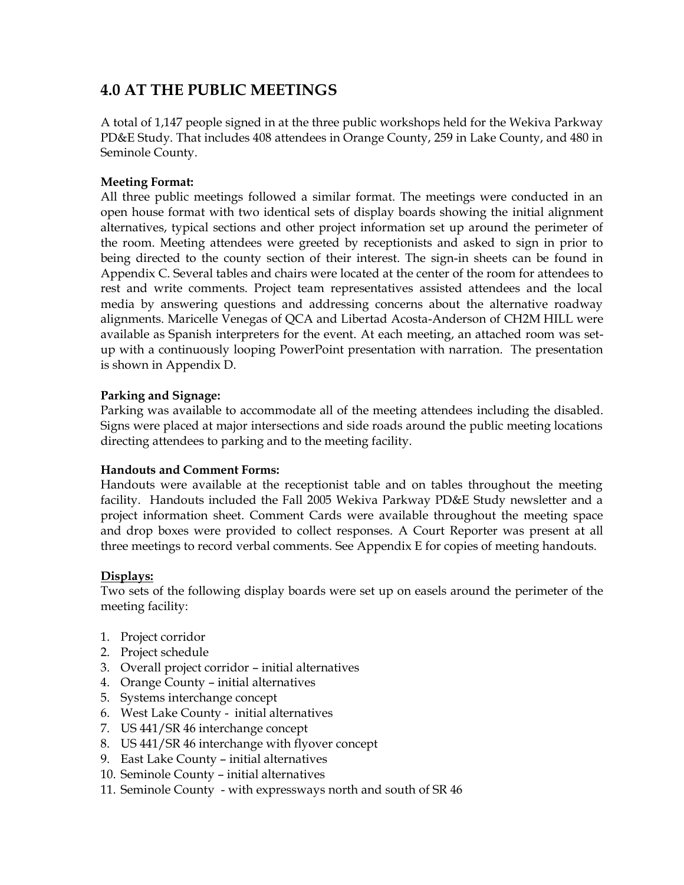## 4.0 AT THE PUBLIC MEETINGS

A total of 1,147 people signed in at the three public workshops held for the Wekiva Parkway PD&E Study. That includes 408 attendees in Orange County, 259 in Lake County, and 480 in Seminole County.

**Meeting Format:**
All three public meetings followed a similar format. The meetings were conducted in an open house format with two identical sets of display boards showing the initial alignment alternatives, typical sections and other project information set up around the perimeter of the room. Meeting attendees were greeted by receptionists and asked to sign in prior to being directed to the county section of their interest. The sign-in sheets can be found in Appendix C. Several tables and chairs were located at the center of the room for attendees to rest and write comments. Project team representatives assisted attendees and the local media by answering questions and addressing concerns about the alternative roadway alignments. Maricelle Venegas of QCA and Libertad Acosta-Anderson of CH2M HILL were available as Spanish interpreters for the event. At each meeting, an attached room was set-up with a continuously looping PowerPoint presentation with narration. The presentation is shown in Appendix D.

**Parking and Signage:**
Parking was available to accommodate all of the meeting attendees including the disabled. Signs were placed at major intersections and side roads around the public meeting locations directing attendees to parking and to the meeting facility.

**Handouts and Comment Forms:**
Handouts were available at the receptionist table and on tables throughout the meeting facility. Handouts included the Fall 2005 Wekiva Parkway PD&E Study newsletter and a project information sheet. Comment Cards were available throughout the meeting space and drop boxes were provided to collect responses. A Court Reporter was present at all three meetings to record verbal comments. See Appendix E for copies of meeting handouts.

**Displays:**
Two sets of the following display boards were set up on easels around the perimeter of the meeting facility:

1. Project corridor
2. Project schedule
3. Overall project corridor – initial alternatives
4. Orange County – initial alternatives
5. Systems interchange concept
6. West Lake County - initial alternatives
7. US 441/SR 46 interchange concept
8. US 441/SR 46 interchange with flyover concept
9. East Lake County – initial alternatives
10. Seminole County – initial alternatives
11. Seminole County - with expressways north and south of SR 46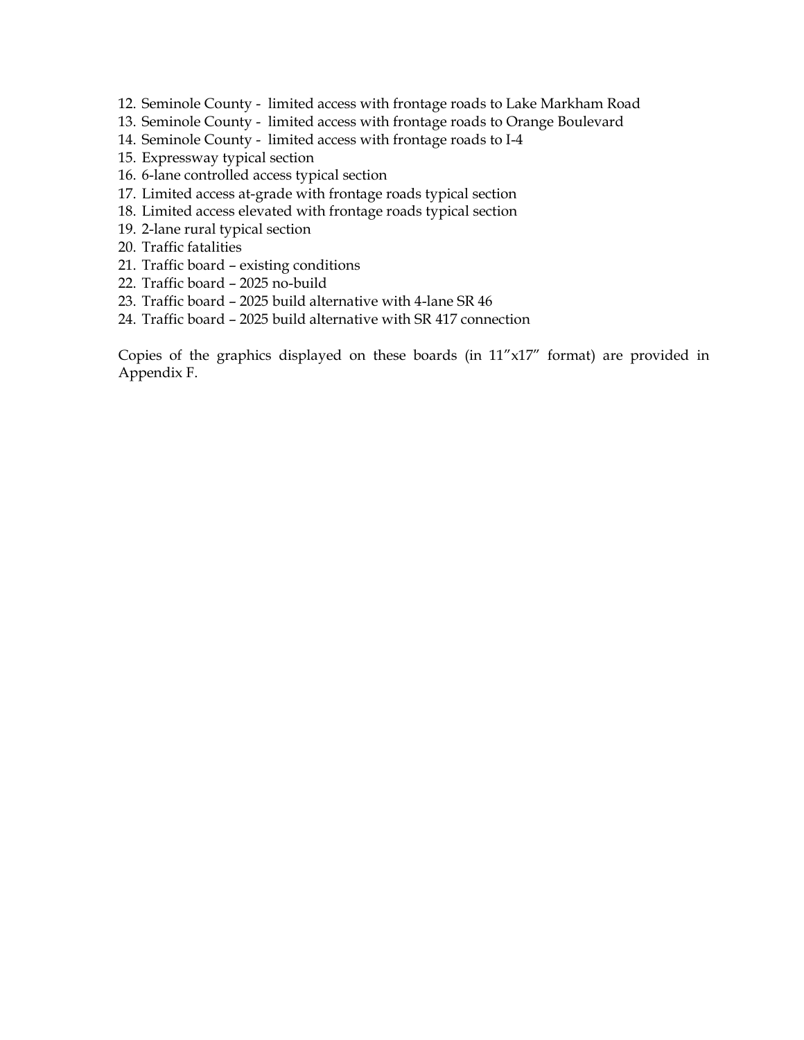12. Seminole County - limited access with frontage roads to Lake Markham Road
13. Seminole County - limited access with frontage roads to Orange Boulevard
14. Seminole County - limited access with frontage roads to I-4
15. Expressway typical section
16. 6-lane controlled access typical section
17. Limited access at-grade with frontage roads typical section
18. Limited access elevated with frontage roads typical section
19. 2-lane rural typical section
20. Traffic fatalities
21. Traffic board – existing conditions
22. Traffic board – 2025 no-build
23. Traffic board – 2025 build alternative with 4-lane SR 46
24. Traffic board – 2025 build alternative with SR 417 connection

Copies of the graphics displayed on these boards (in 11″x17″ format) are provided in Appendix F.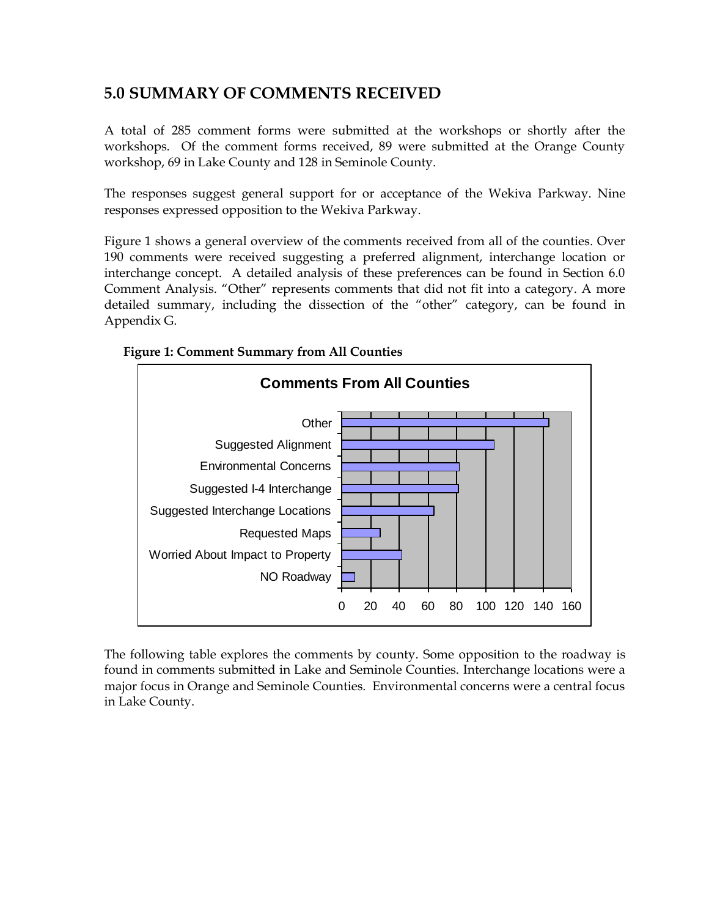## 5.0 SUMMARY OF COMMENTS RECEIVED

A total of 285 comment forms were submitted at the workshops or shortly after the workshops. Of the comment forms received, 89 were submitted at the Orange County workshop, 69 in Lake County and 128 in Seminole County.

The responses suggest general support for or acceptance of the Wekiva Parkway. Nine responses expressed opposition to the Wekiva Parkway.

Figure 1 shows a general overview of the comments received from all of the counties. Over 190 comments were received suggesting a preferred alignment, interchange location or interchange concept. A detailed analysis of these preferences can be found in Section 6.0 Comment Analysis. "Other" represents comments that did not fit into a category. A more detailed summary, including the dissection of the "other" category, can be found in Appendix G.

**Figure 1: Comment Summary from All Counties**

**Comments From All Counties**

| Category | Approximate Count |
|---|---|
| Other | 144 |
| Suggested Alignment | 106 |
| Environmental Concerns | 82 |
| Suggested I-4 Interchange | 81 |
| Suggested Interchange Locations | 64 |
| Requested Maps | 27 |
| Worried About Impact to Property | 42 |
| NO Roadway | 9 |

The following table explores the comments by county. Some opposition to the roadway is found in comments submitted in Lake and Seminole Counties. Interchange locations were a major focus in Orange and Seminole Counties. Environmental concerns were a central focus in Lake County.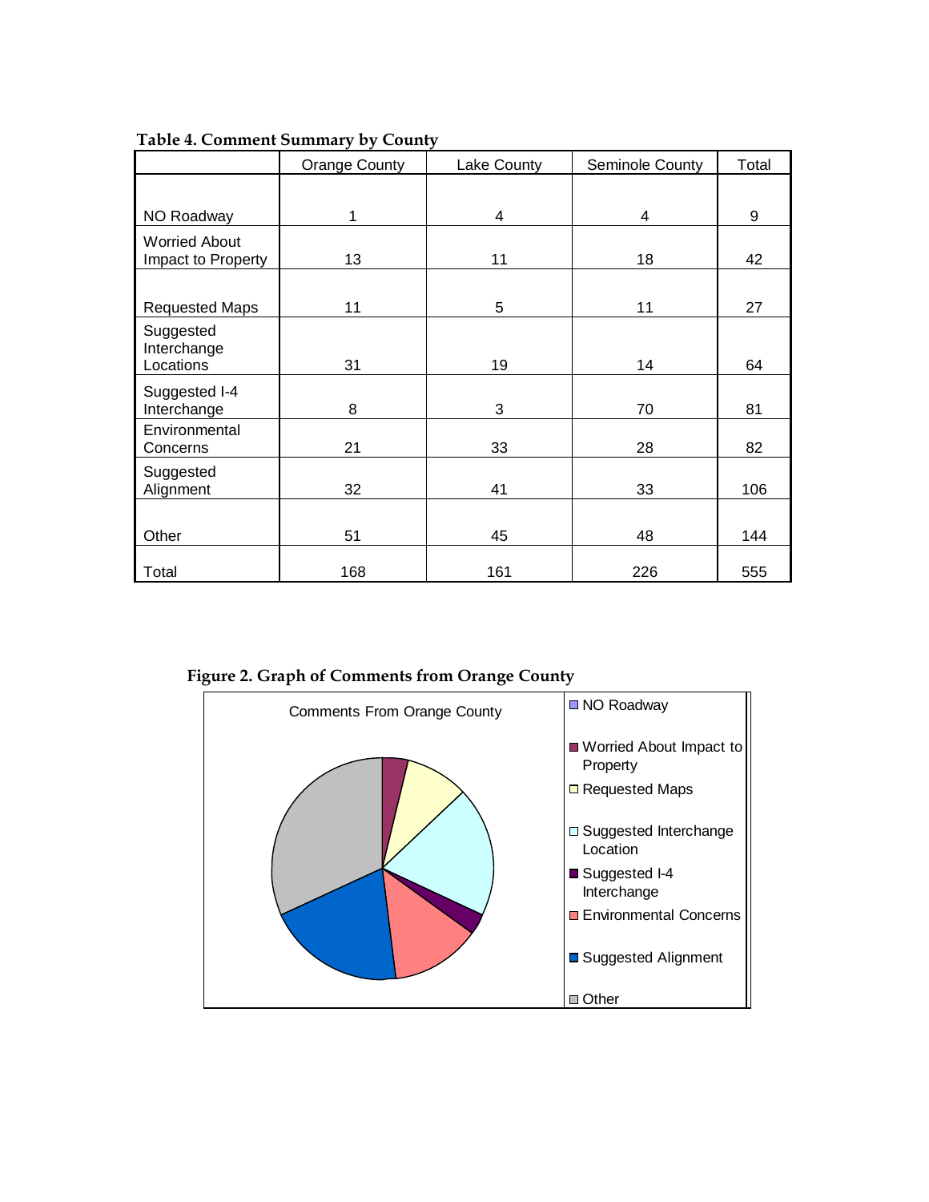**Table 4. Comment Summary by County**

| | Orange County | Lake County | Seminole County | Total |
|---|---|---|---|---|
| NO Roadway | 1 | 4 | 4 | 9 |
| Worried About Impact to Property | 13 | 11 | 18 | 42 |
| Requested Maps | 11 | 5 | 11 | 27 |
| Suggested Interchange Locations | 31 | 19 | 14 | 64 |
| Suggested I-4 Interchange | 8 | 3 | 70 | 81 |
| Environmental Concerns | 21 | 33 | 28 | 82 |
| Suggested Alignment | 32 | 41 | 33 | 106 |
| Other | 51 | 45 | 48 | 144 |
| Total | 168 | 161 | 226 | 555 |

**Figure 2. Graph of Comments from Orange County**

Comments From Orange County

- NO Roadway
- Worried About Impact to Property
- Requested Maps
- Suggested Interchange Location
- Suggested I-4 Interchange
- Environmental Concerns
- Suggested Alignment
- Other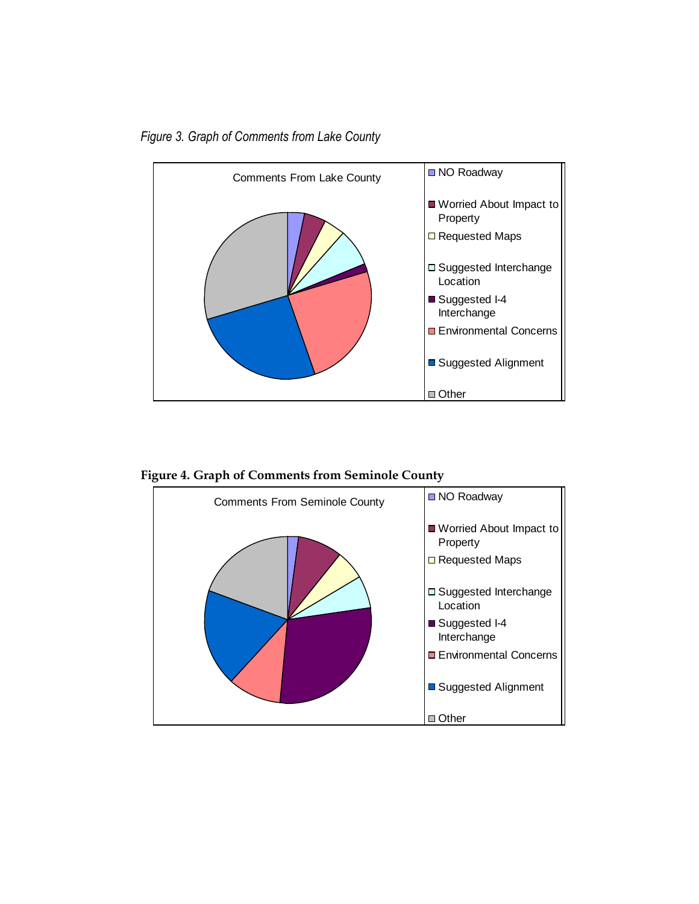*Figure 3. Graph of Comments from Lake County*

Comments From Lake County

- NO Roadway
- Worried About Impact to Property
- Requested Maps
- Suggested Interchange Location
- Suggested I-4 Interchange
- Environmental Concerns
- Suggested Alignment
- Other

**Figure 4. Graph of Comments from Seminole County**

Comments From Seminole County

- NO Roadway
- Worried About Impact to Property
- Requested Maps
- Suggested Interchange Location
- Suggested I-4 Interchange
- Environmental Concerns
- Suggested Alignment
- Other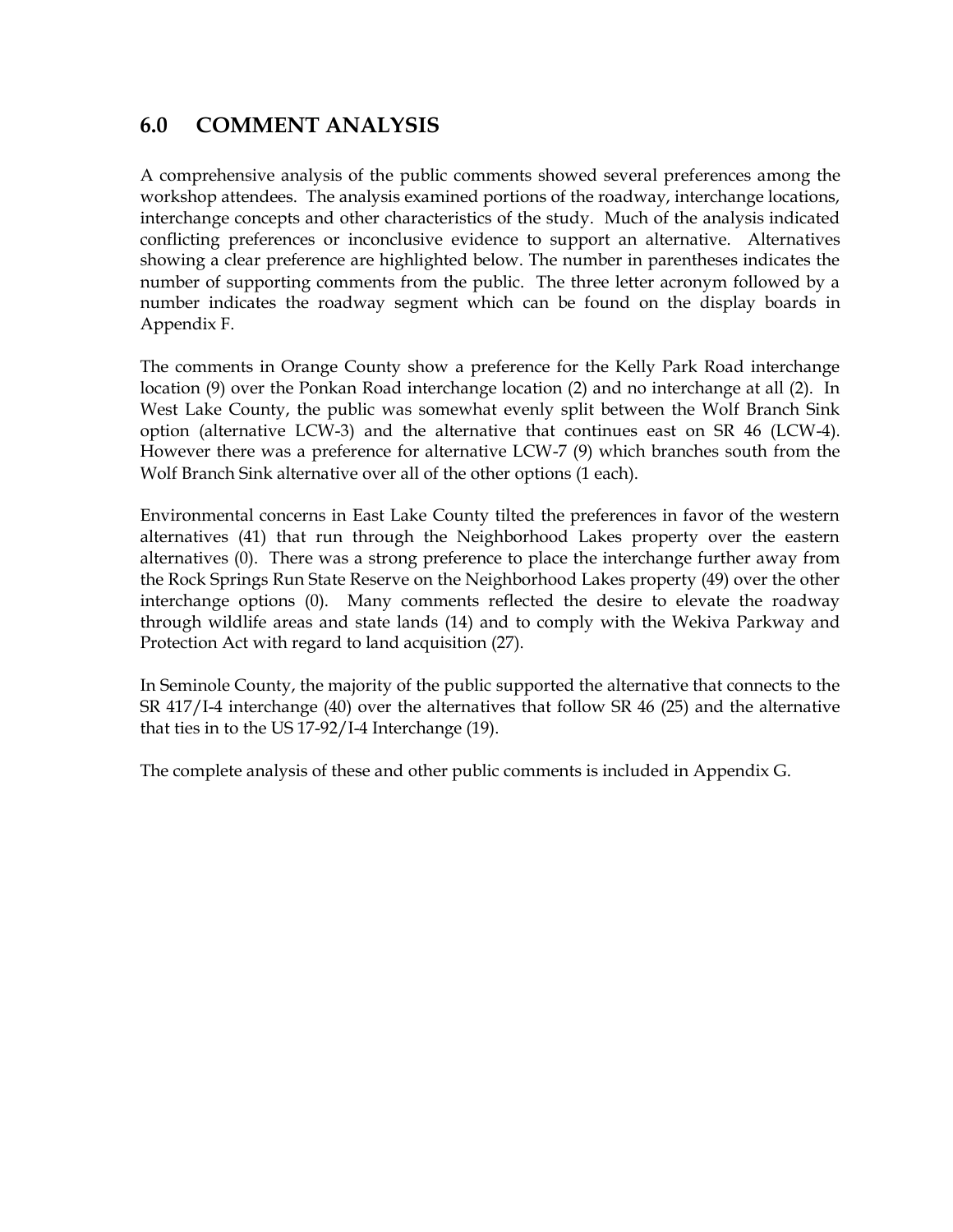## 6.0 COMMENT ANALYSIS

A comprehensive analysis of the public comments showed several preferences among the workshop attendees. The analysis examined portions of the roadway, interchange locations, interchange concepts and other characteristics of the study. Much of the analysis indicated conflicting preferences or inconclusive evidence to support an alternative. Alternatives showing a clear preference are highlighted below. The number in parentheses indicates the number of supporting comments from the public. The three letter acronym followed by a number indicates the roadway segment which can be found on the display boards in Appendix F.

The comments in Orange County show a preference for the Kelly Park Road interchange location (9) over the Ponkan Road interchange location (2) and no interchange at all (2). In West Lake County, the public was somewhat evenly split between the Wolf Branch Sink option (alternative LCW-3) and the alternative that continues east on SR 46 (LCW-4). However there was a preference for alternative LCW-7 (9) which branches south from the Wolf Branch Sink alternative over all of the other options (1 each).

Environmental concerns in East Lake County tilted the preferences in favor of the western alternatives (41) that run through the Neighborhood Lakes property over the eastern alternatives (0). There was a strong preference to place the interchange further away from the Rock Springs Run State Reserve on the Neighborhood Lakes property (49) over the other interchange options (0). Many comments reflected the desire to elevate the roadway through wildlife areas and state lands (14) and to comply with the Wekiva Parkway and Protection Act with regard to land acquisition (27).

In Seminole County, the majority of the public supported the alternative that connects to the SR 417/I-4 interchange (40) over the alternatives that follow SR 46 (25) and the alternative that ties in to the US 17-92/I-4 Interchange (19).

The complete analysis of these and other public comments is included in Appendix G.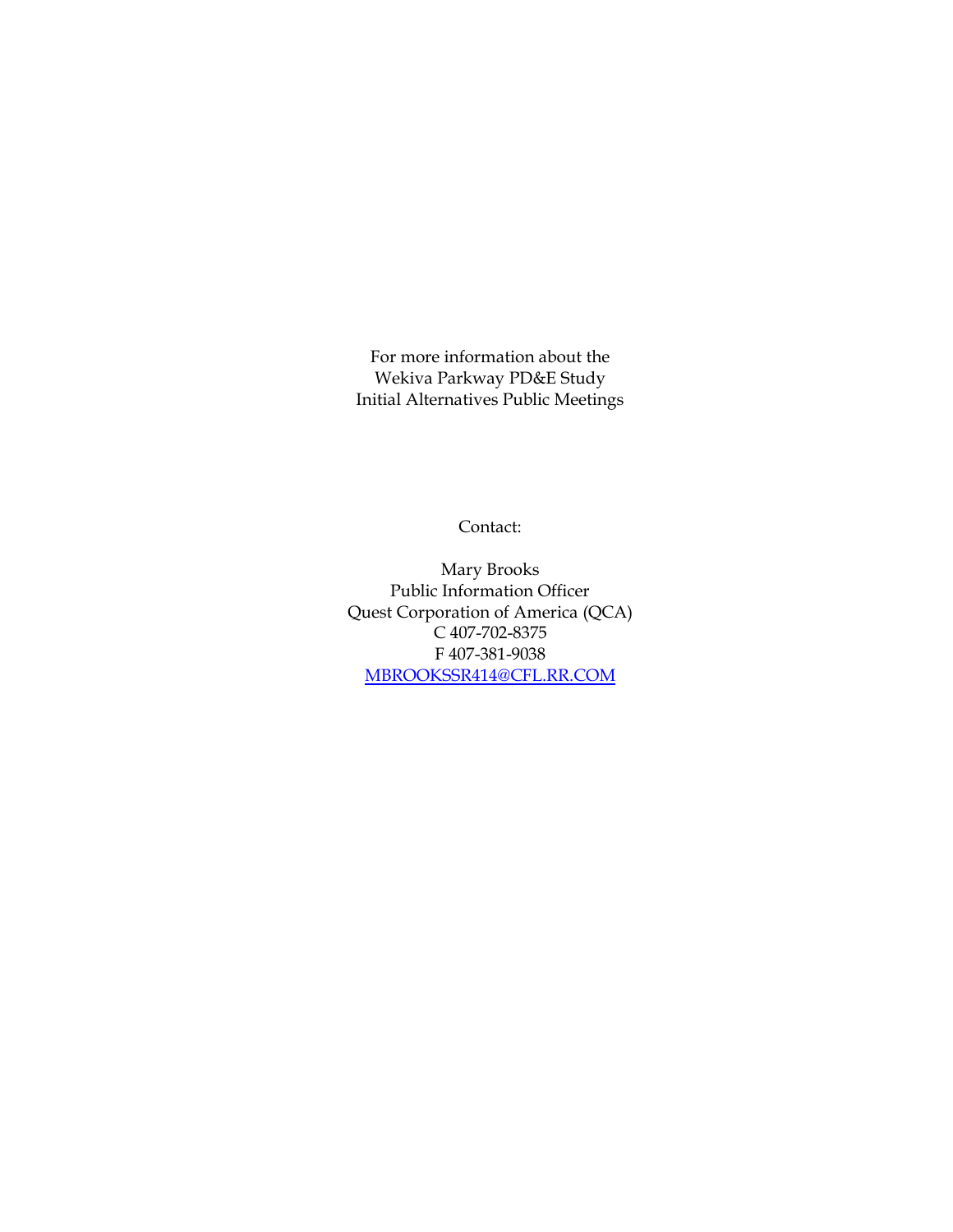For more information about the
Wekiva Parkway PD&E Study
Initial Alternatives Public Meetings

Contact:

Mary Brooks
Public Information Officer
Quest Corporation of America (QCA)
C 407-702-8375
F 407-381-9038
MBROOKSSR414@CFL.RR.COM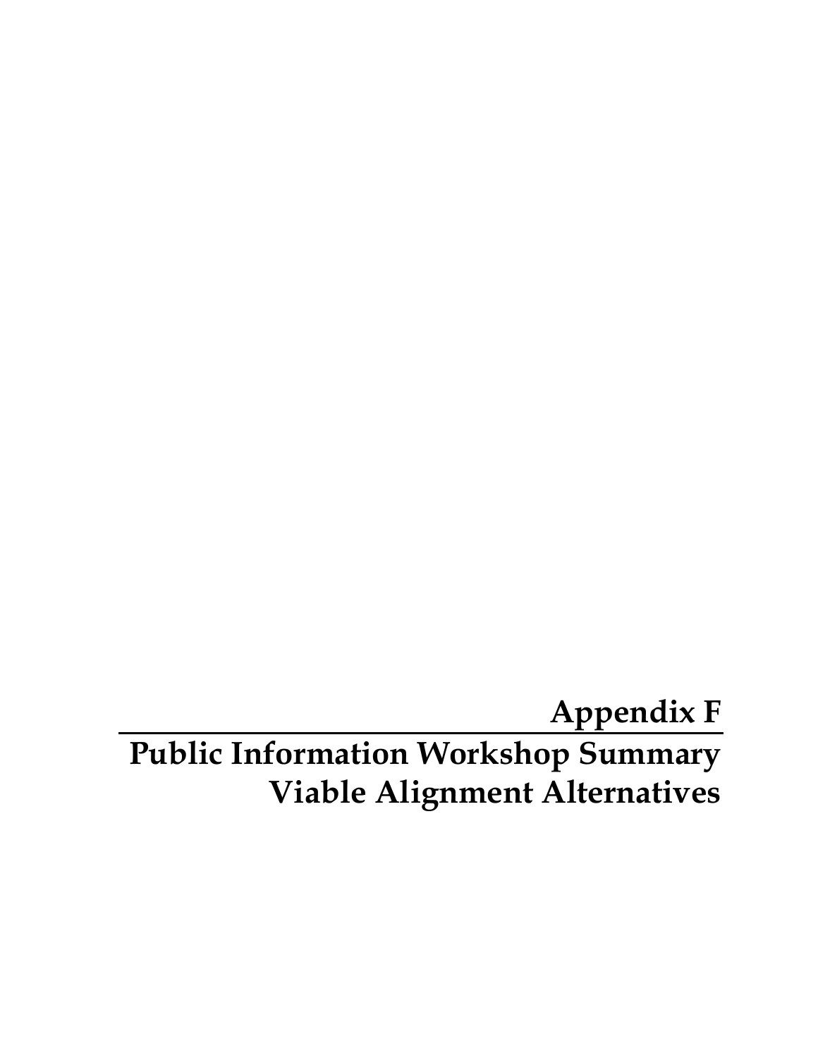# Appendix F

## Public Information Workshop Summary Viable Alignment Alternatives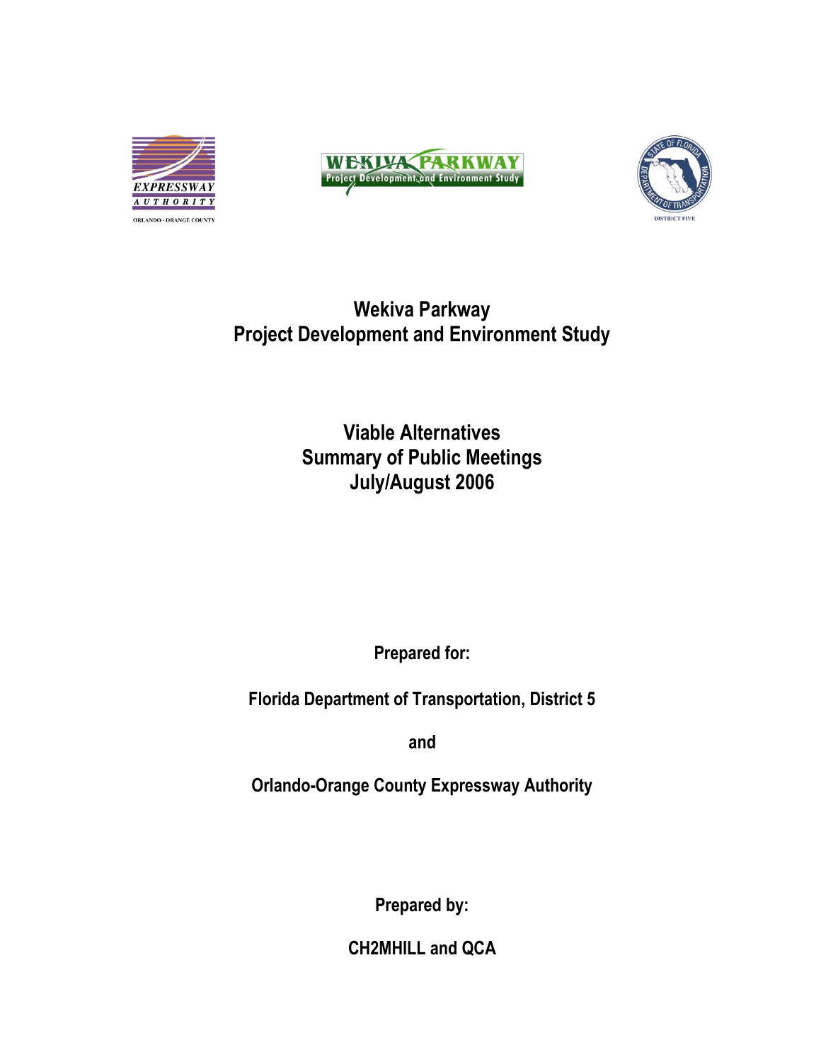# Wekiva Parkway
# Project Development and Environment Study

## Viable Alternatives
## Summary of Public Meetings
## July/August 2006

**Prepared for:**

**Florida Department of Transportation, District 5**

**and**

**Orlando-Orange County Expressway Authority**

**Prepared by:**

**CH2MHILL and QCA**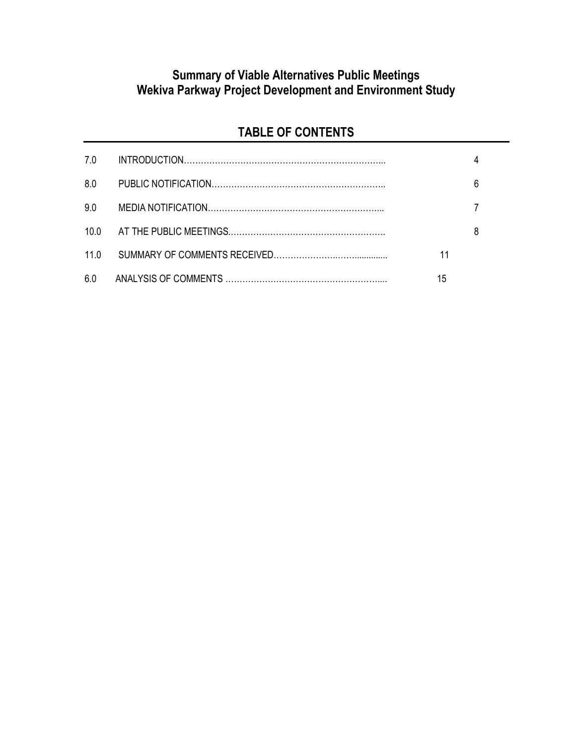# Summary of Viable Alternatives Public Meetings
# Wekiva Parkway Project Development and Environment Study

## TABLE OF CONTENTS

| | | |
|---|---|---|
| 7.0 | INTRODUCTION……………………………………………………………... | 4 |
| 8.0 | PUBLIC NOTIFICATION…………………………………………………….. | 6 |
| 9.0 | MEDIA NOTIFICATION……………………………………………………... | 7 |
| 10.0 | AT THE PUBLIC MEETINGS………………………………………………. | 8 |
| 11.0 | SUMMARY OF COMMENTS RECEIVED……………………..……............ | 11 |
| 6.0 | ANALYSIS OF COMMENTS ……………………………………………….... | 15 |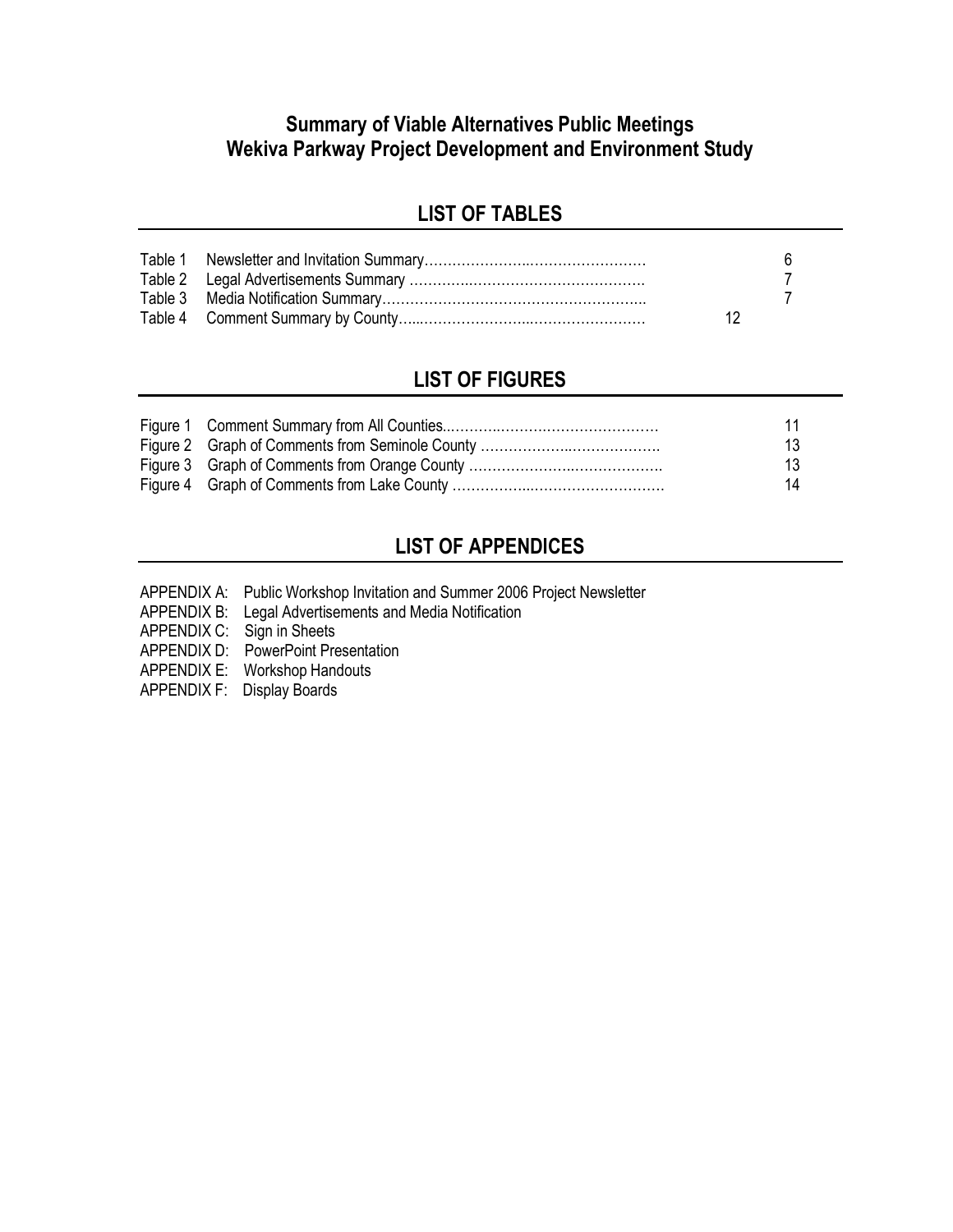# Summary of Viable Alternatives Public Meetings
# Wekiva Parkway Project Development and Environment Study

## LIST OF TABLES

| | | |
|---|---|---|
| Table 1 | Newsletter and Invitation Summary………………………………………… | 6 |
| Table 2 | Legal Advertisements Summary ……………………………………………. | 7 |
| Table 3 | Media Notification Summary……………………………………………….. | 7 |
| Table 4 | Comment Summary by County…..…………………………………………… | 12 |

## LIST OF FIGURES

| | | |
|---|---|---|
| Figure 1 | Comment Summary from All Counties..………………………………………… | 11 |
| Figure 2 | Graph of Comments from Seminole County ………………………………… | 13 |
| Figure 3 | Graph of Comments from Orange County …………………………………… | 13 |
| Figure 4 | Graph of Comments from Lake County ………………………………………… | 14 |

## LIST OF APPENDICES

APPENDIX A: Public Workshop Invitation and Summer 2006 Project Newsletter
APPENDIX B: Legal Advertisements and Media Notification
APPENDIX C: Sign in Sheets
APPENDIX D: PowerPoint Presentation
APPENDIX E: Workshop Handouts
APPENDIX F: Display Boards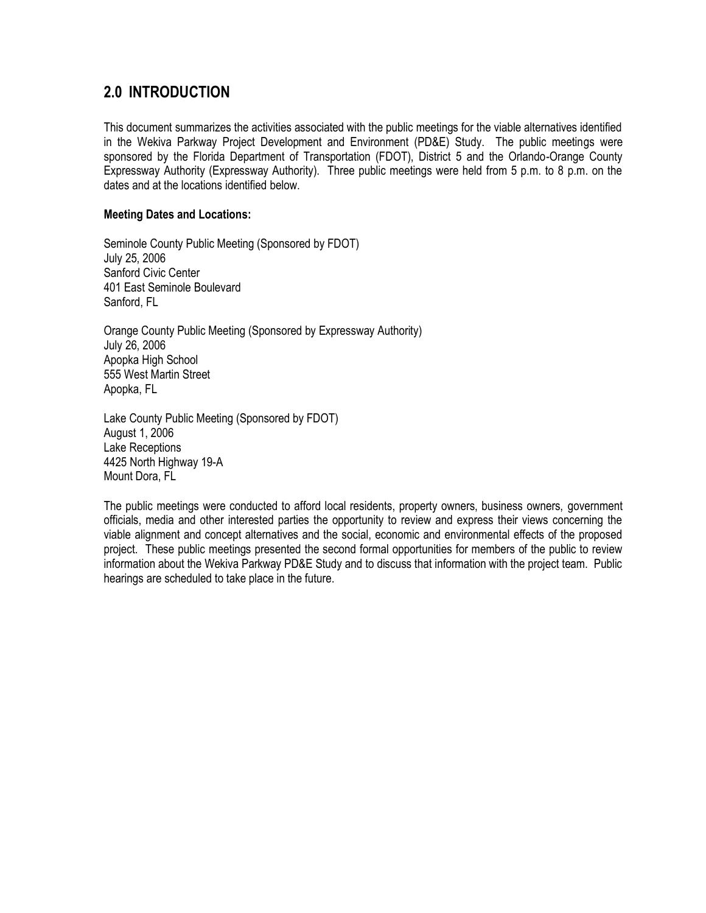## 2.0 INTRODUCTION

This document summarizes the activities associated with the public meetings for the viable alternatives identified in the Wekiva Parkway Project Development and Environment (PD&E) Study. The public meetings were sponsored by the Florida Department of Transportation (FDOT), District 5 and the Orlando-Orange County Expressway Authority (Expressway Authority). Three public meetings were held from 5 p.m. to 8 p.m. on the dates and at the locations identified below.

**Meeting Dates and Locations:**

Seminole County Public Meeting (Sponsored by FDOT)
July 25, 2006
Sanford Civic Center
401 East Seminole Boulevard
Sanford, FL

Orange County Public Meeting (Sponsored by Expressway Authority)
July 26, 2006
Apopka High School
555 West Martin Street
Apopka, FL

Lake County Public Meeting (Sponsored by FDOT)
August 1, 2006
Lake Receptions
4425 North Highway 19-A
Mount Dora, FL

The public meetings were conducted to afford local residents, property owners, business owners, government officials, media and other interested parties the opportunity to review and express their views concerning the viable alignment and concept alternatives and the social, economic and environmental effects of the proposed project. These public meetings presented the second formal opportunities for members of the public to review information about the Wekiva Parkway PD&E Study and to discuss that information with the project team. Public hearings are scheduled to take place in the future.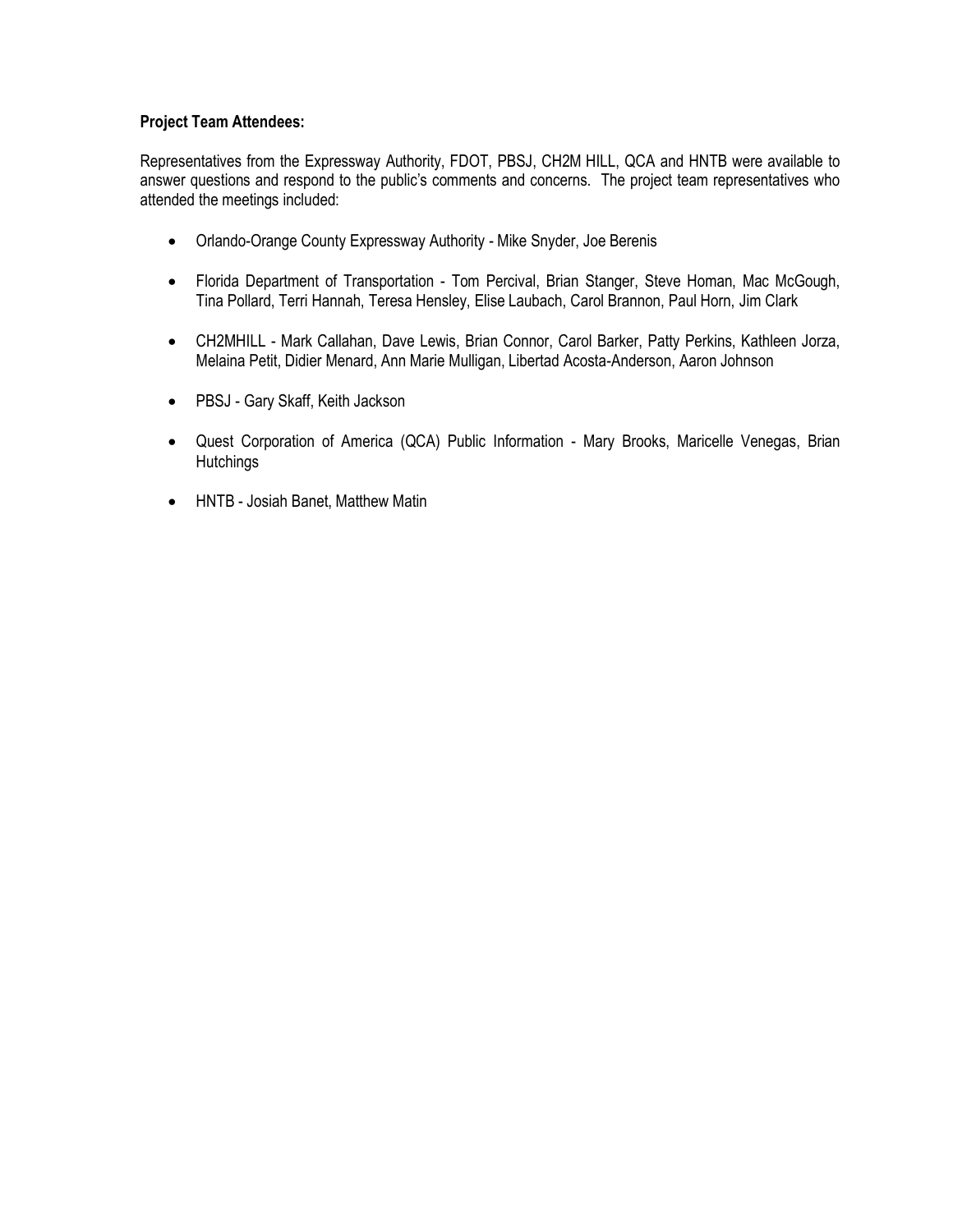**Project Team Attendees:**

Representatives from the Expressway Authority, FDOT, PBSJ, CH2M HILL, QCA and HNTB were available to answer questions and respond to the public's comments and concerns. The project team representatives who attended the meetings included:

- Orlando-Orange County Expressway Authority - Mike Snyder, Joe Berenis
- Florida Department of Transportation - Tom Percival, Brian Stanger, Steve Homan, Mac McGough, Tina Pollard, Terri Hannah, Teresa Hensley, Elise Laubach, Carol Brannon, Paul Horn, Jim Clark
- CH2MHILL - Mark Callahan, Dave Lewis, Brian Connor, Carol Barker, Patty Perkins, Kathleen Jorza, Melaina Petit, Didier Menard, Ann Marie Mulligan, Libertad Acosta-Anderson, Aaron Johnson
- PBSJ - Gary Skaff, Keith Jackson
- Quest Corporation of America (QCA) Public Information - Mary Brooks, Maricelle Venegas, Brian Hutchings
- HNTB - Josiah Banet, Matthew Matin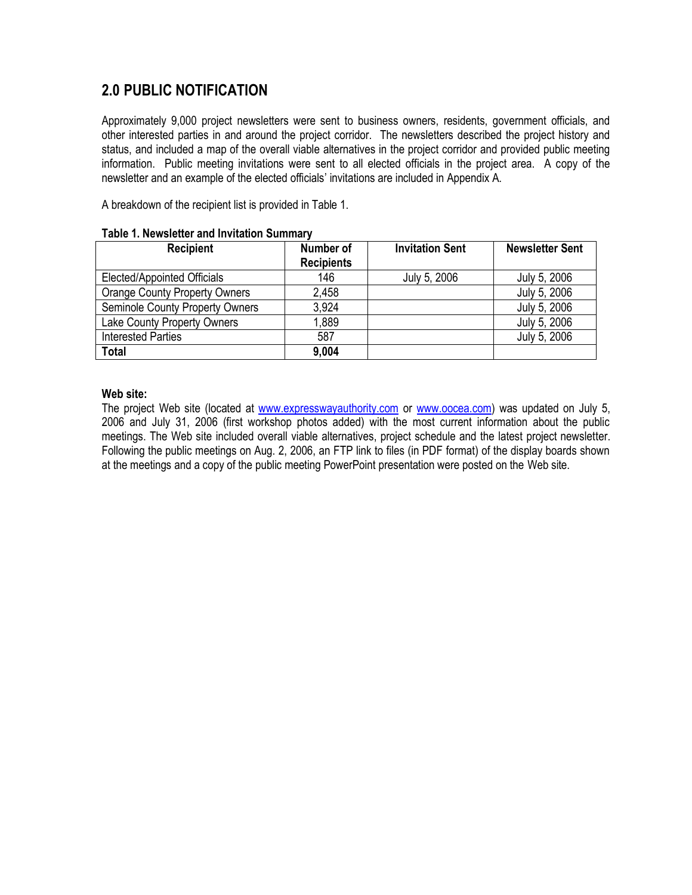## 2.0 PUBLIC NOTIFICATION

Approximately 9,000 project newsletters were sent to business owners, residents, government officials, and other interested parties in and around the project corridor. The newsletters described the project history and status, and included a map of the overall viable alternatives in the project corridor and provided public meeting information. Public meeting invitations were sent to all elected officials in the project area. A copy of the newsletter and an example of the elected officials' invitations are included in Appendix A.

A breakdown of the recipient list is provided in Table 1.

**Table 1. Newsletter and Invitation Summary**

| Recipient | Number of Recipients | Invitation Sent | Newsletter Sent |
|---|---|---|---|
| Elected/Appointed Officials | 146 | July 5, 2006 | July 5, 2006 |
| Orange County Property Owners | 2,458 | | July 5, 2006 |
| Seminole County Property Owners | 3,924 | | July 5, 2006 |
| Lake County Property Owners | 1,889 | | July 5, 2006 |
| Interested Parties | 587 | | July 5, 2006 |
| **Total** | **9,004** | | |

**Web site:**

The project Web site (located at www.expresswayauthority.com or www.oocea.com) was updated on July 5, 2006 and July 31, 2006 (first workshop photos added) with the most current information about the public meetings. The Web site included overall viable alternatives, project schedule and the latest project newsletter. Following the public meetings on Aug. 2, 2006, an FTP link to files (in PDF format) of the display boards shown at the meetings and a copy of the public meeting PowerPoint presentation were posted on the Web site.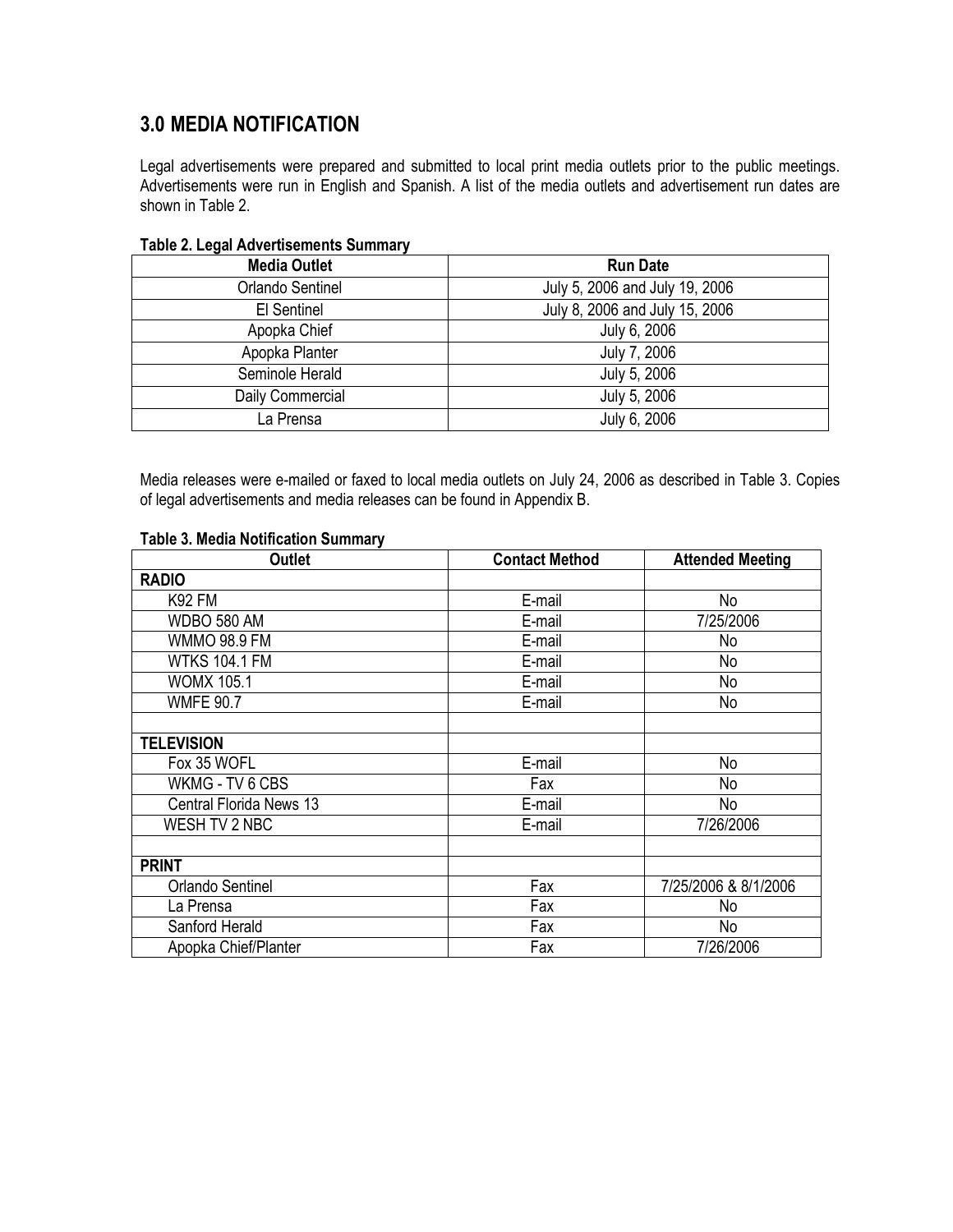## 3.0 MEDIA NOTIFICATION

Legal advertisements were prepared and submitted to local print media outlets prior to the public meetings. Advertisements were run in English and Spanish. A list of the media outlets and advertisement run dates are shown in Table 2.

**Table 2. Legal Advertisements Summary**

| Media Outlet | Run Date |
|---|---|
| Orlando Sentinel | July 5, 2006 and July 19, 2006 |
| El Sentinel | July 8, 2006 and July 15, 2006 |
| Apopka Chief | July 6, 2006 |
| Apopka Planter | July 7, 2006 |
| Seminole Herald | July 5, 2006 |
| Daily Commercial | July 5, 2006 |
| La Prensa | July 6, 2006 |

Media releases were e-mailed or faxed to local media outlets on July 24, 2006 as described in Table 3. Copies of legal advertisements and media releases can be found in Appendix B.

**Table 3. Media Notification Summary**

| Outlet | Contact Method | Attended Meeting |
|---|---|---|
| **RADIO** | | |
| K92 FM | E-mail | No |
| WDBO 580 AM | E-mail | 7/25/2006 |
| WMMO 98.9 FM | E-mail | No |
| WTKS 104.1 FM | E-mail | No |
| WOMX 105.1 | E-mail | No |
| WMFE 90.7 | E-mail | No |
| | | |
| **TELEVISION** | | |
| Fox 35 WOFL | E-mail | No |
| WKMG - TV 6 CBS | Fax | No |
| Central Florida News 13 | E-mail | No |
| WESH TV 2 NBC | E-mail | 7/26/2006 |
| | | |
| **PRINT** | | |
| Orlando Sentinel | Fax | 7/25/2006 & 8/1/2006 |
| La Prensa | Fax | No |
| Sanford Herald | Fax | No |
| Apopka Chief/Planter | Fax | 7/26/2006 |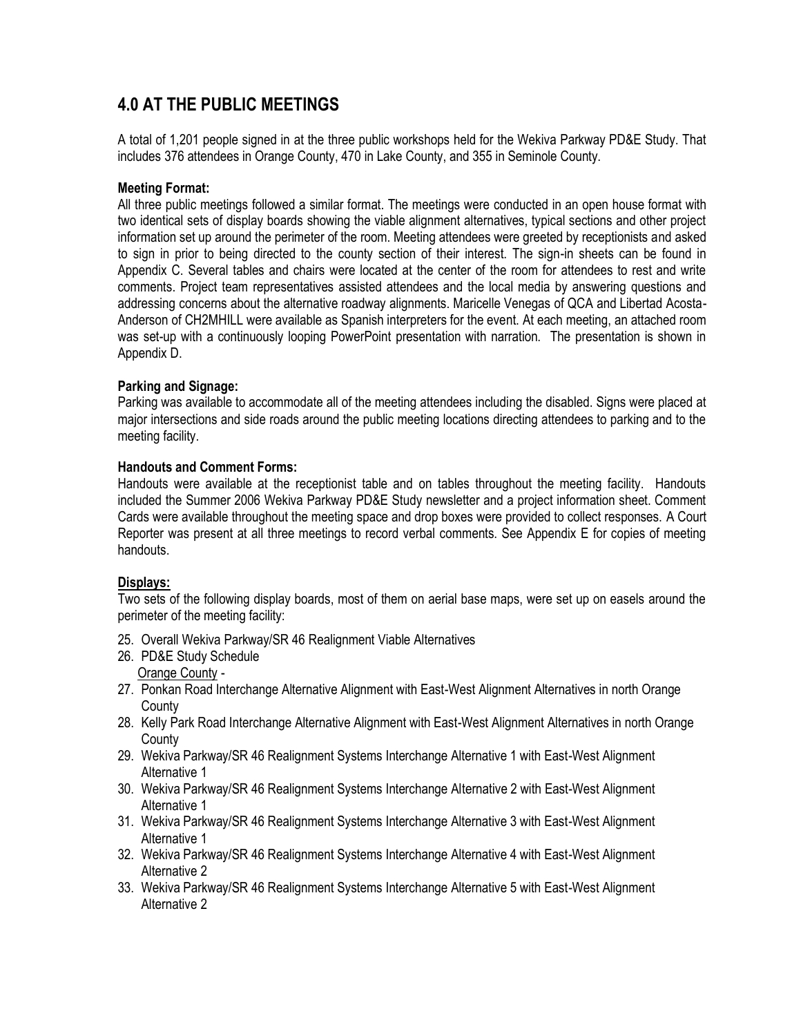## 4.0 AT THE PUBLIC MEETINGS

A total of 1,201 people signed in at the three public workshops held for the Wekiva Parkway PD&E Study. That includes 376 attendees in Orange County, 470 in Lake County, and 355 in Seminole County.

**Meeting Format:**
All three public meetings followed a similar format. The meetings were conducted in an open house format with two identical sets of display boards showing the viable alignment alternatives, typical sections and other project information set up around the perimeter of the room. Meeting attendees were greeted by receptionists and asked to sign in prior to being directed to the county section of their interest. The sign-in sheets can be found in Appendix C. Several tables and chairs were located at the center of the room for attendees to rest and write comments. Project team representatives assisted attendees and the local media by answering questions and addressing concerns about the alternative roadway alignments. Maricelle Venegas of QCA and Libertad Acosta-Anderson of CH2MHILL were available as Spanish interpreters for the event. At each meeting, an attached room was set-up with a continuously looping PowerPoint presentation with narration. The presentation is shown in Appendix D.

**Parking and Signage:**
Parking was available to accommodate all of the meeting attendees including the disabled. Signs were placed at major intersections and side roads around the public meeting locations directing attendees to parking and to the meeting facility.

**Handouts and Comment Forms:**
Handouts were available at the receptionist table and on tables throughout the meeting facility. Handouts included the Summer 2006 Wekiva Parkway PD&E Study newsletter and a project information sheet. Comment Cards were available throughout the meeting space and drop boxes were provided to collect responses. A Court Reporter was present at all three meetings to record verbal comments. See Appendix E for copies of meeting handouts.

**Displays:**
Two sets of the following display boards, most of them on aerial base maps, were set up on easels around the perimeter of the meeting facility:

25. Overall Wekiva Parkway/SR 46 Realignment Viable Alternatives
26. PD&E Study Schedule

Orange County -

27. Ponkan Road Interchange Alternative Alignment with East-West Alignment Alternatives in north Orange County
28. Kelly Park Road Interchange Alternative Alignment with East-West Alignment Alternatives in north Orange County
29. Wekiva Parkway/SR 46 Realignment Systems Interchange Alternative 1 with East-West Alignment Alternative 1
30. Wekiva Parkway/SR 46 Realignment Systems Interchange Alternative 2 with East-West Alignment Alternative 1
31. Wekiva Parkway/SR 46 Realignment Systems Interchange Alternative 3 with East-West Alignment Alternative 1
32. Wekiva Parkway/SR 46 Realignment Systems Interchange Alternative 4 with East-West Alignment Alternative 2
33. Wekiva Parkway/SR 46 Realignment Systems Interchange Alternative 5 with East-West Alignment Alternative 2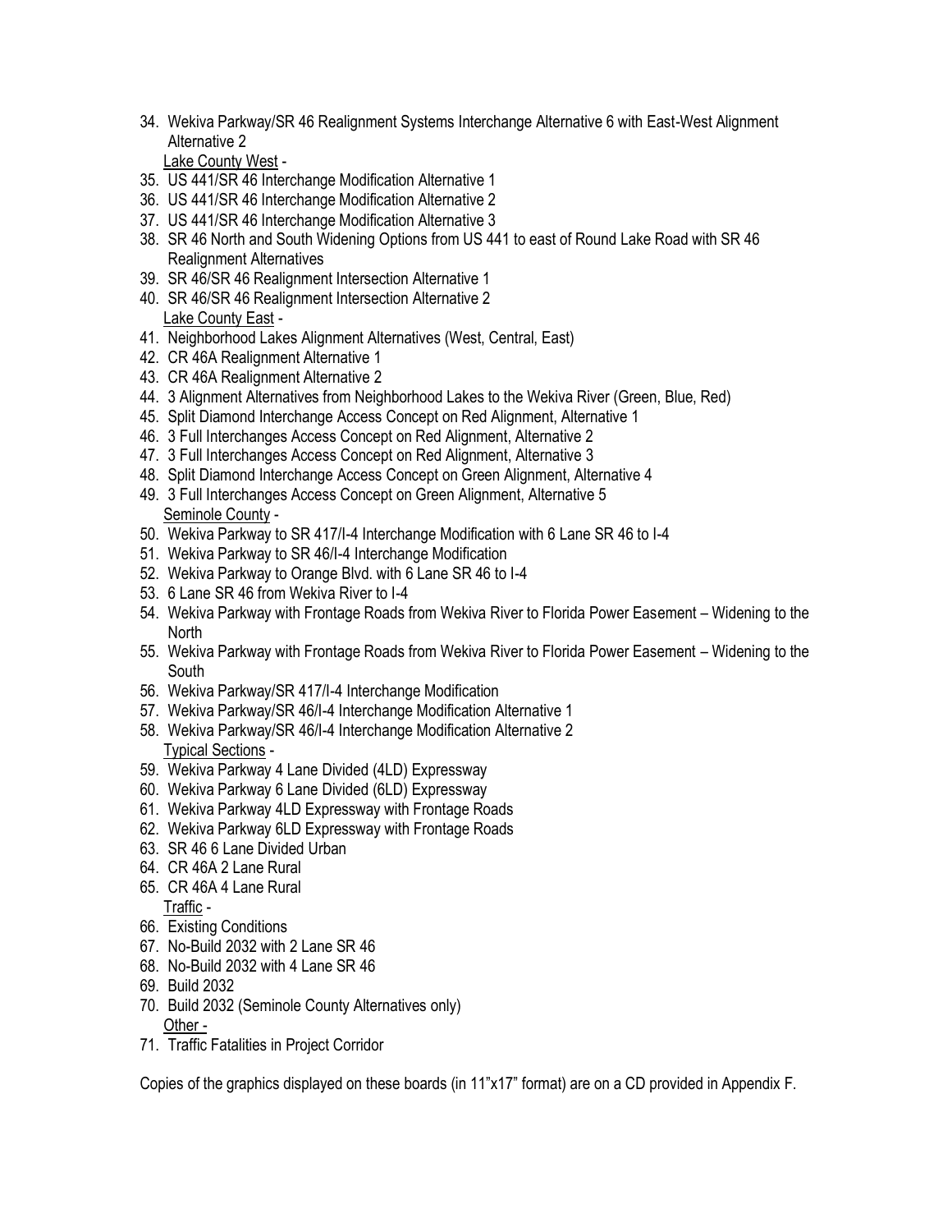34. Wekiva Parkway/SR 46 Realignment Systems Interchange Alternative 6 with East-West Alignment Alternative 2

<u>Lake County West</u> -

35. US 441/SR 46 Interchange Modification Alternative 1
36. US 441/SR 46 Interchange Modification Alternative 2
37. US 441/SR 46 Interchange Modification Alternative 3
38. SR 46 North and South Widening Options from US 441 to east of Round Lake Road with SR 46 Realignment Alternatives
39. SR 46/SR 46 Realignment Intersection Alternative 1
40. SR 46/SR 46 Realignment Intersection Alternative 2

<u>Lake County East</u> -

41. Neighborhood Lakes Alignment Alternatives (West, Central, East)
42. CR 46A Realignment Alternative 1
43. CR 46A Realignment Alternative 2
44. 3 Alignment Alternatives from Neighborhood Lakes to the Wekiva River (Green, Blue, Red)
45. Split Diamond Interchange Access Concept on Red Alignment, Alternative 1
46. 3 Full Interchanges Access Concept on Red Alignment, Alternative 2
47. 3 Full Interchanges Access Concept on Red Alignment, Alternative 3
48. Split Diamond Interchange Access Concept on Green Alignment, Alternative 4
49. 3 Full Interchanges Access Concept on Green Alignment, Alternative 5

<u>Seminole County</u> -

50. Wekiva Parkway to SR 417/I-4 Interchange Modification with 6 Lane SR 46 to I-4
51. Wekiva Parkway to SR 46/I-4 Interchange Modification
52. Wekiva Parkway to Orange Blvd. with 6 Lane SR 46 to I-4
53. 6 Lane SR 46 from Wekiva River to I-4
54. Wekiva Parkway with Frontage Roads from Wekiva River to Florida Power Easement – Widening to the North
55. Wekiva Parkway with Frontage Roads from Wekiva River to Florida Power Easement – Widening to the South
56. Wekiva Parkway/SR 417/I-4 Interchange Modification
57. Wekiva Parkway/SR 46/I-4 Interchange Modification Alternative 1
58. Wekiva Parkway/SR 46/I-4 Interchange Modification Alternative 2

<u>Typical Sections</u> -

59. Wekiva Parkway 4 Lane Divided (4LD) Expressway
60. Wekiva Parkway 6 Lane Divided (6LD) Expressway
61. Wekiva Parkway 4LD Expressway with Frontage Roads
62. Wekiva Parkway 6LD Expressway with Frontage Roads
63. SR 46 6 Lane Divided Urban
64. CR 46A 2 Lane Rural
65. CR 46A 4 Lane Rural

<u>Traffic</u> -

66. Existing Conditions
67. No-Build 2032 with 2 Lane SR 46
68. No-Build 2032 with 4 Lane SR 46
69. Build 2032
70. Build 2032 (Seminole County Alternatives only)

<u>Other -</u>

71. Traffic Fatalities in Project Corridor

Copies of the graphics displayed on these boards (in 11"x17" format) are on a CD provided in Appendix F.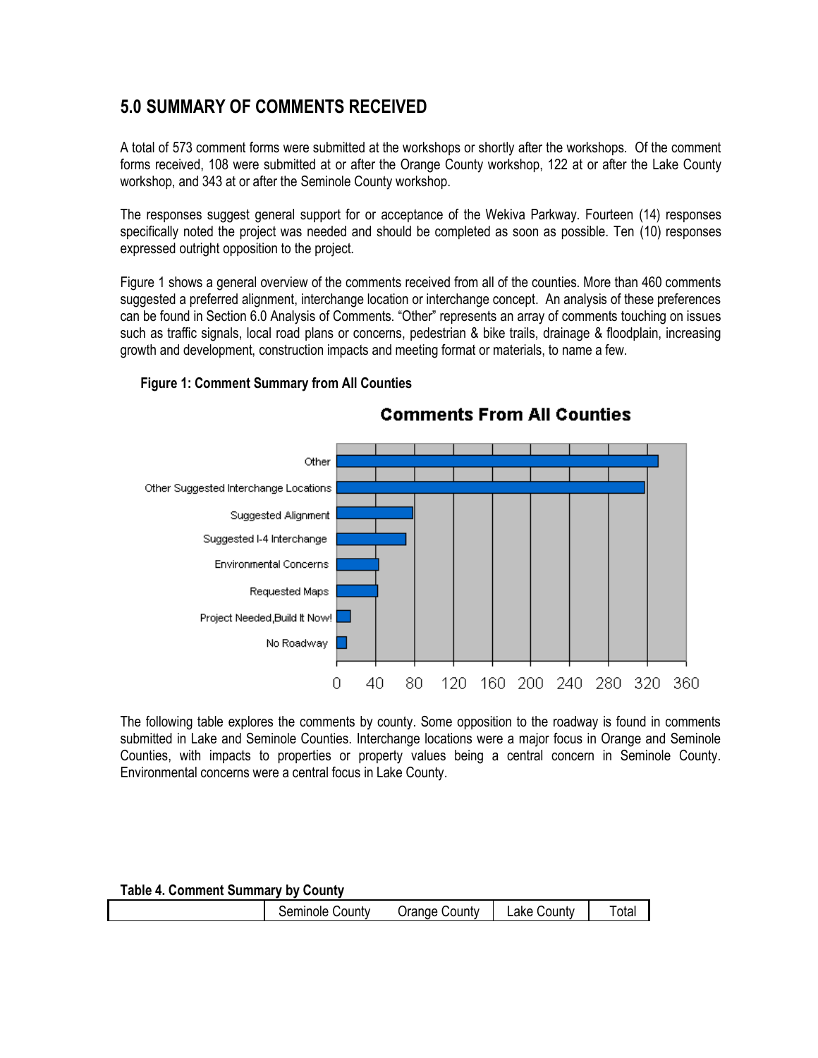## 5.0 SUMMARY OF COMMENTS RECEIVED

A total of 573 comment forms were submitted at the workshops or shortly after the workshops. Of the comment forms received, 108 were submitted at or after the Orange County workshop, 122 at or after the Lake County workshop, and 343 at or after the Seminole County workshop.

The responses suggest general support for or acceptance of the Wekiva Parkway. Fourteen (14) responses specifically noted the project was needed and should be completed as soon as possible. Ten (10) responses expressed outright opposition to the project.

Figure 1 shows a general overview of the comments received from all of the counties. More than 460 comments suggested a preferred alignment, interchange location or interchange concept. An analysis of these preferences can be found in Section 6.0 Analysis of Comments. "Other" represents an array of comments touching on issues such as traffic signals, local road plans or concerns, pedestrian & bike trails, drainage & floodplain, increasing growth and development, construction impacts and meeting format or materials, to name a few.

**Figure 1: Comment Summary from All Counties**

**Comments From All Counties**

Other
Other Suggested Interchange Locations
Suggested Alignment
Suggested I-4 Interchange
Environmental Concerns
Requested Maps
Project Needed,Build It Now!
No Roadway

0 40 80 120 160 200 240 280 320 360

The following table explores the comments by county. Some opposition to the roadway is found in comments submitted in Lake and Seminole Counties. Interchange locations were a major focus in Orange and Seminole Counties, with impacts to properties or property values being a central concern in Seminole County. Environmental concerns were a central focus in Lake County.

**Table 4. Comment Summary by County**

| | Seminole County | Orange County | Lake County | Total |
|---|---|---|---|---|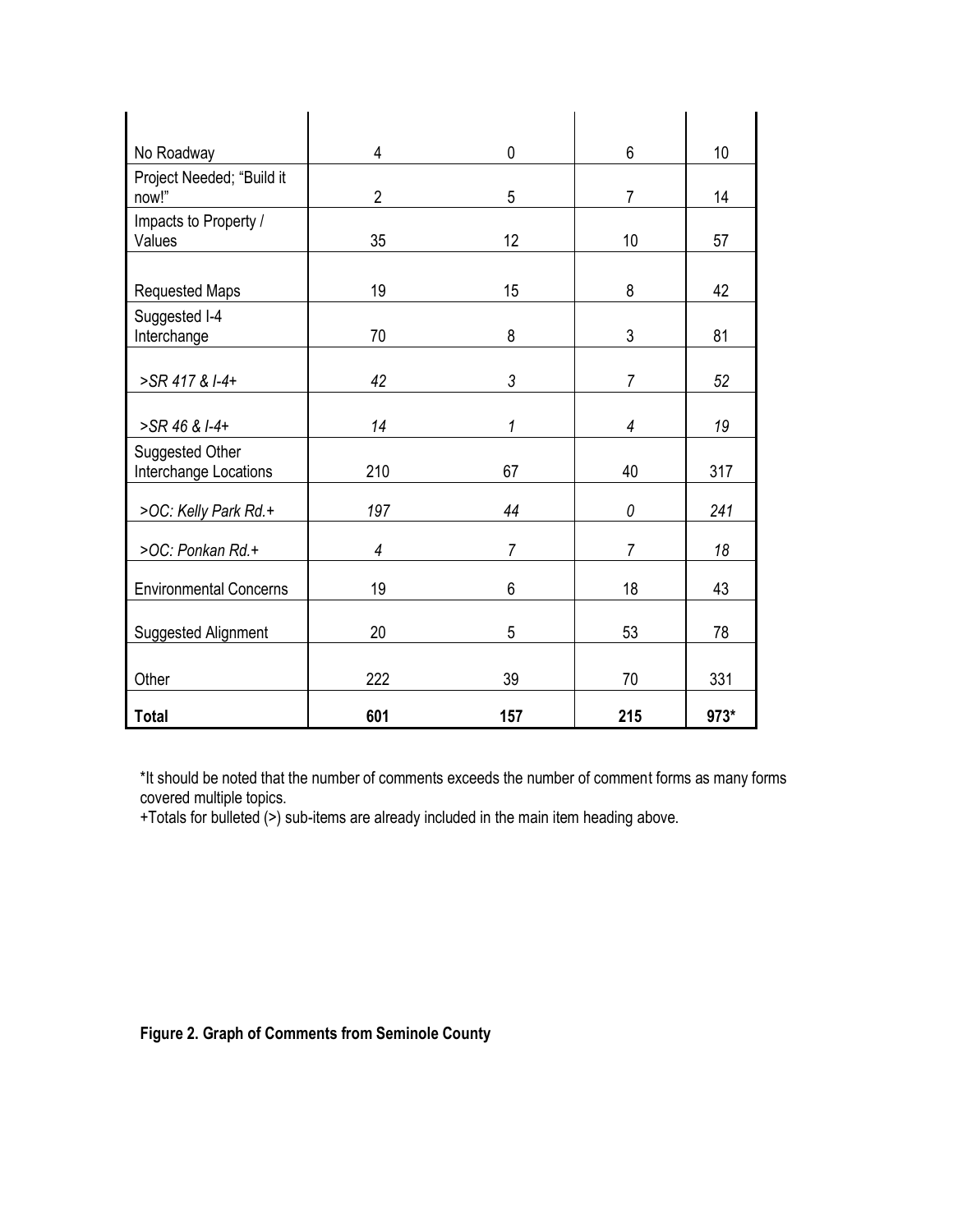| | | | | |
|---|---|---|---|---|
| No Roadway | 4 | 0 | 6 | 10 |
| Project Needed; "Build it now!" | 2 | 5 | 7 | 14 |
| Impacts to Property / Values | 35 | 12 | 10 | 57 |
| Requested Maps | 19 | 15 | 8 | 42 |
| Suggested I-4 Interchange | 70 | 8 | 3 | 81 |
| *>SR 417 & I-4+* | *42* | *3* | *7* | *52* |
| *>SR 46 & I-4+* | *14* | *1* | *4* | *19* |
| Suggested Other Interchange Locations | 210 | 67 | 40 | 317 |
| *>OC: Kelly Park Rd.+* | *197* | *44* | *0* | *241* |
| *>OC: Ponkan Rd.+* | *4* | *7* | *7* | *18* |
| Environmental Concerns | 19 | 6 | 18 | 43 |
| Suggested Alignment | 20 | 5 | 53 | 78 |
| Other | 222 | 39 | 70 | 331 |
| **Total** | **601** | **157** | **215** | **973*** |

*It should be noted that the number of comments exceeds the number of comment forms as many forms covered multiple topics.
+Totals for bulleted (>) sub-items are already included in the main item heading above.

**Figure 2. Graph of Comments from Seminole County**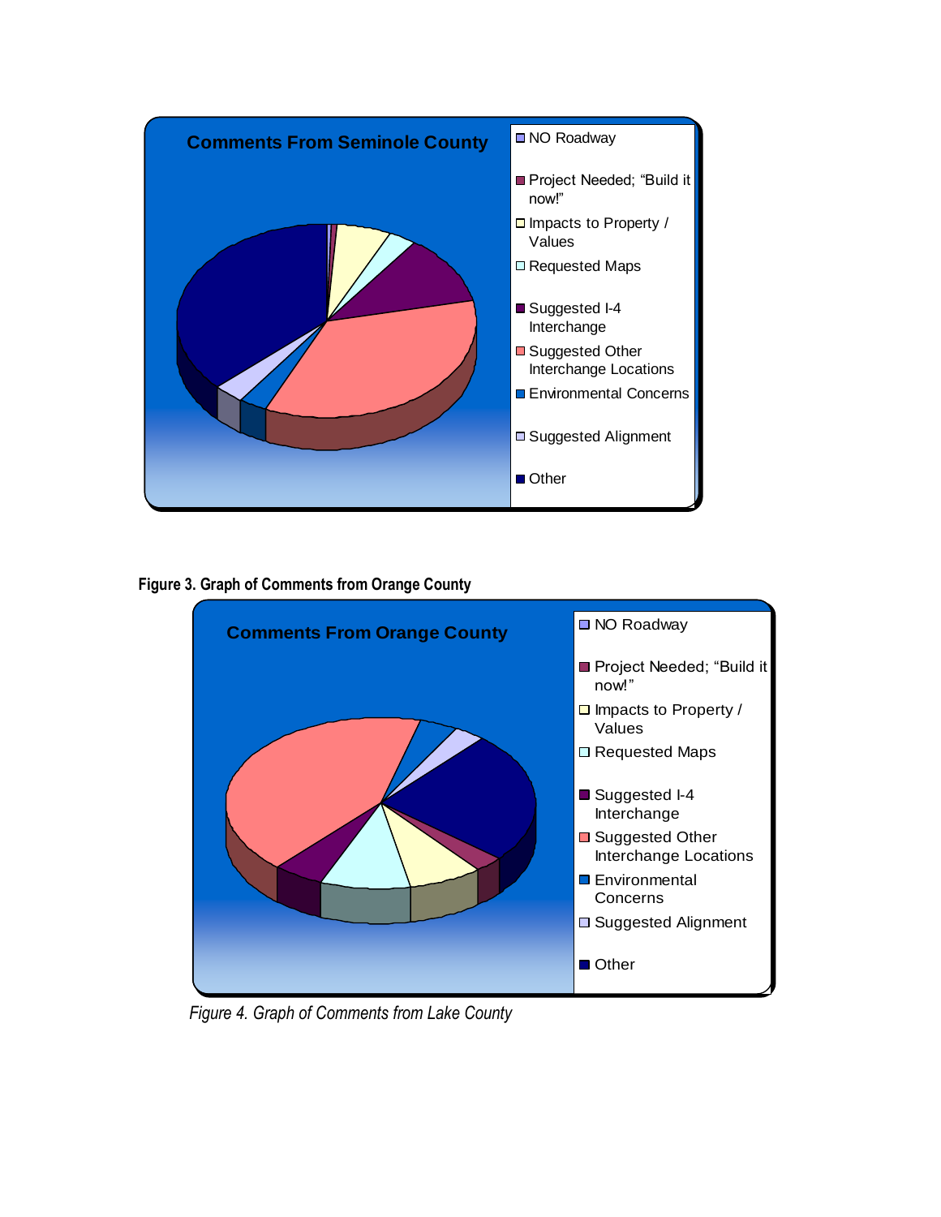**Comments From Seminole County**

- NO Roadway
- Project Needed; "Build it now!"
- Impacts to Property / Values
- Requested Maps
- Suggested I-4 Interchange
- Suggested Other Interchange Locations
- Environmental Concerns
- Suggested Alignment
- Other

**Figure 3. Graph of Comments from Orange County**

**Comments From Orange County**

- NO Roadway
- Project Needed; "Build it now!"
- Impacts to Property / Values
- Requested Maps
- Suggested I-4 Interchange
- Suggested Other Interchange Locations
- Environmental Concerns
- Suggested Alignment
- Other

*Figure 4. Graph of Comments from Lake County*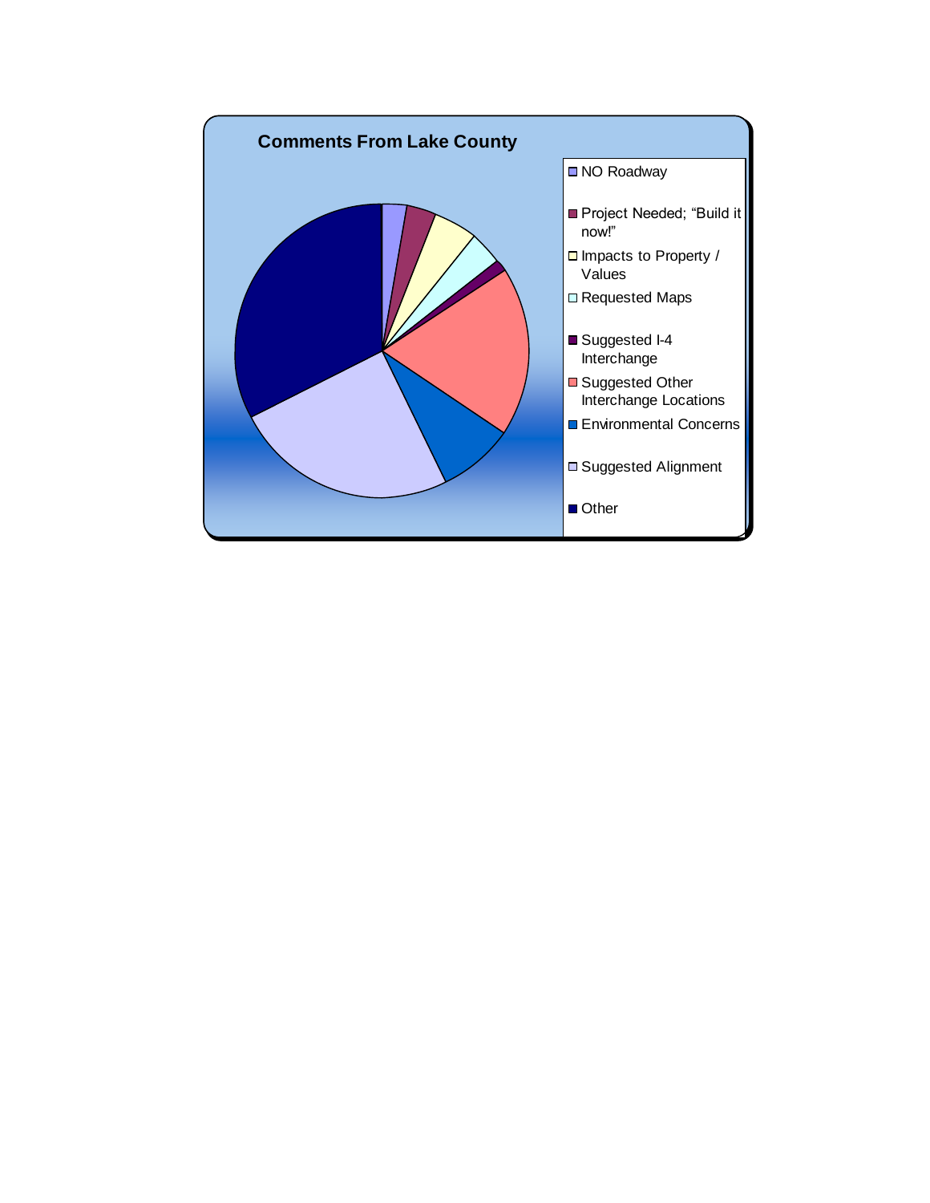**Comments From Lake County**

- NO Roadway
- Project Needed; "Build it now!"
- Impacts to Property / Values
- Requested Maps
- Suggested I-4 Interchange
- Suggested Other Interchange Locations
- Environmental Concerns
- Suggested Alignment
- Other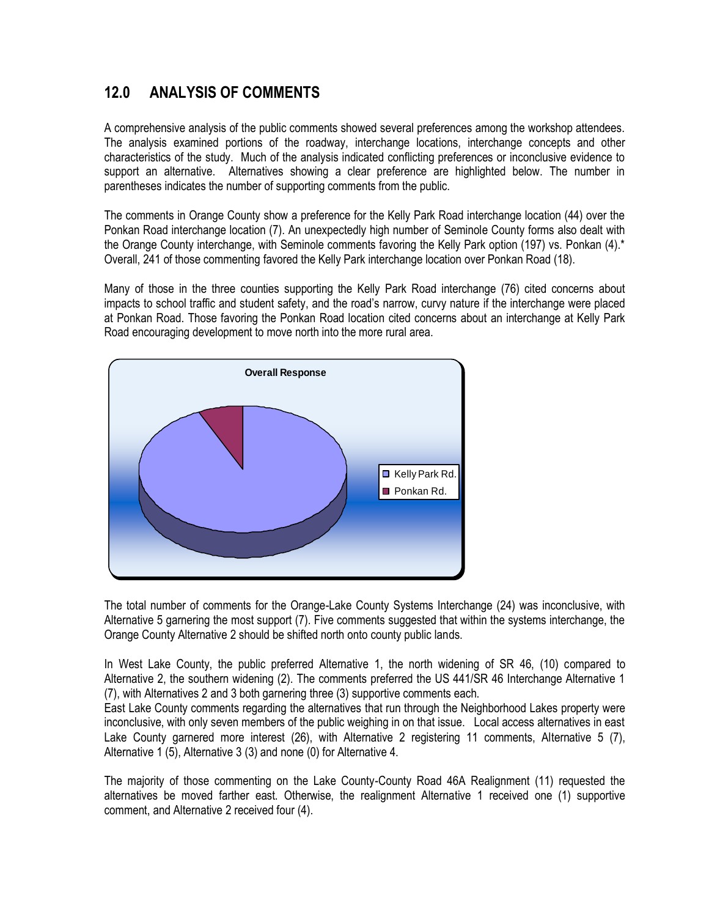## 12.0 ANALYSIS OF COMMENTS

A comprehensive analysis of the public comments showed several preferences among the workshop attendees. The analysis examined portions of the roadway, interchange locations, interchange concepts and other characteristics of the study. Much of the analysis indicated conflicting preferences or inconclusive evidence to support an alternative. Alternatives showing a clear preference are highlighted below. The number in parentheses indicates the number of supporting comments from the public.

The comments in Orange County show a preference for the Kelly Park Road interchange location (44) over the Ponkan Road interchange location (7). An unexpectedly high number of Seminole County forms also dealt with the Orange County interchange, with Seminole comments favoring the Kelly Park option (197) vs. Ponkan (4).* Overall, 241 of those commenting favored the Kelly Park interchange location over Ponkan Road (18).

Many of those in the three counties supporting the Kelly Park Road interchange (76) cited concerns about impacts to school traffic and student safety, and the road's narrow, curvy nature if the interchange were placed at Ponkan Road. Those favoring the Ponkan Road location cited concerns about an interchange at Kelly Park Road encouraging development to move north into the more rural area.

**Overall Response**

- Kelly Park Rd.
- Ponkan Rd.

The total number of comments for the Orange-Lake County Systems Interchange (24) was inconclusive, with Alternative 5 garnering the most support (7). Five comments suggested that within the systems interchange, the Orange County Alternative 2 should be shifted north onto county public lands.

In West Lake County, the public preferred Alternative 1, the north widening of SR 46, (10) compared to Alternative 2, the southern widening (2). The comments preferred the US 441/SR 46 Interchange Alternative 1 (7), with Alternatives 2 and 3 both garnering three (3) supportive comments each.

East Lake County comments regarding the alternatives that run through the Neighborhood Lakes property were inconclusive, with only seven members of the public weighing in on that issue. Local access alternatives in east Lake County garnered more interest (26), with Alternative 2 registering 11 comments, Alternative 5 (7), Alternative 1 (5), Alternative 3 (3) and none (0) for Alternative 4.

The majority of those commenting on the Lake County-County Road 46A Realignment (11) requested the alternatives be moved farther east. Otherwise, the realignment Alternative 1 received one (1) supportive comment, and Alternative 2 received four (4).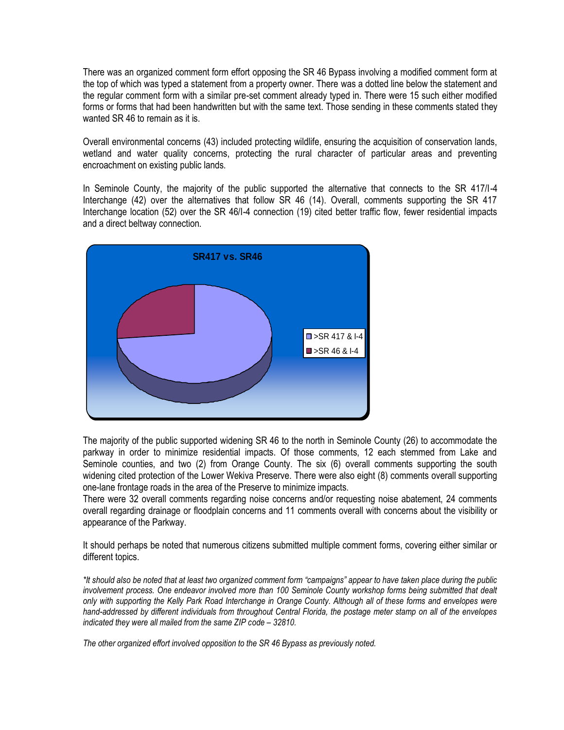There was an organized comment form effort opposing the SR 46 Bypass involving a modified comment form at the top of which was typed a statement from a property owner. There was a dotted line below the statement and the regular comment form with a similar pre-set comment already typed in. There were 15 such either modified forms or forms that had been handwritten but with the same text. Those sending in these comments stated they wanted SR 46 to remain as it is.

Overall environmental concerns (43) included protecting wildlife, ensuring the acquisition of conservation lands, wetland and water quality concerns, protecting the rural character of particular areas and preventing encroachment on existing public lands.

In Seminole County, the majority of the public supported the alternative that connects to the SR 417/I-4 Interchange (42) over the alternatives that follow SR 46 (14). Overall, comments supporting the SR 417 Interchange location (52) over the SR 46/I-4 connection (19) cited better traffic flow, fewer residential impacts and a direct beltway connection.

**SR417 vs. SR46**

- >SR 417 & I-4
- >SR 46 & I-4

The majority of the public supported widening SR 46 to the north in Seminole County (26) to accommodate the parkway in order to minimize residential impacts. Of those comments, 12 each stemmed from Lake and Seminole counties, and two (2) from Orange County. The six (6) overall comments supporting the south widening cited protection of the Lower Wekiva Preserve. There were also eight (8) comments overall supporting one-lane frontage roads in the area of the Preserve to minimize impacts.

There were 32 overall comments regarding noise concerns and/or requesting noise abatement, 24 comments overall regarding drainage or floodplain concerns and 11 comments overall with concerns about the visibility or appearance of the Parkway.

It should perhaps be noted that numerous citizens submitted multiple comment forms, covering either similar or different topics.

*\*It should also be noted that at least two organized comment form "campaigns" appear to have taken place during the public involvement process. One endeavor involved more than 100 Seminole County workshop forms being submitted that dealt only with supporting the Kelly Park Road Interchange in Orange County. Although all of these forms and envelopes were hand-addressed by different individuals from throughout Central Florida, the postage meter stamp on all of the envelopes indicated they were all mailed from the same ZIP code – 32810.*

*The other organized effort involved opposition to the SR 46 Bypass as previously noted.*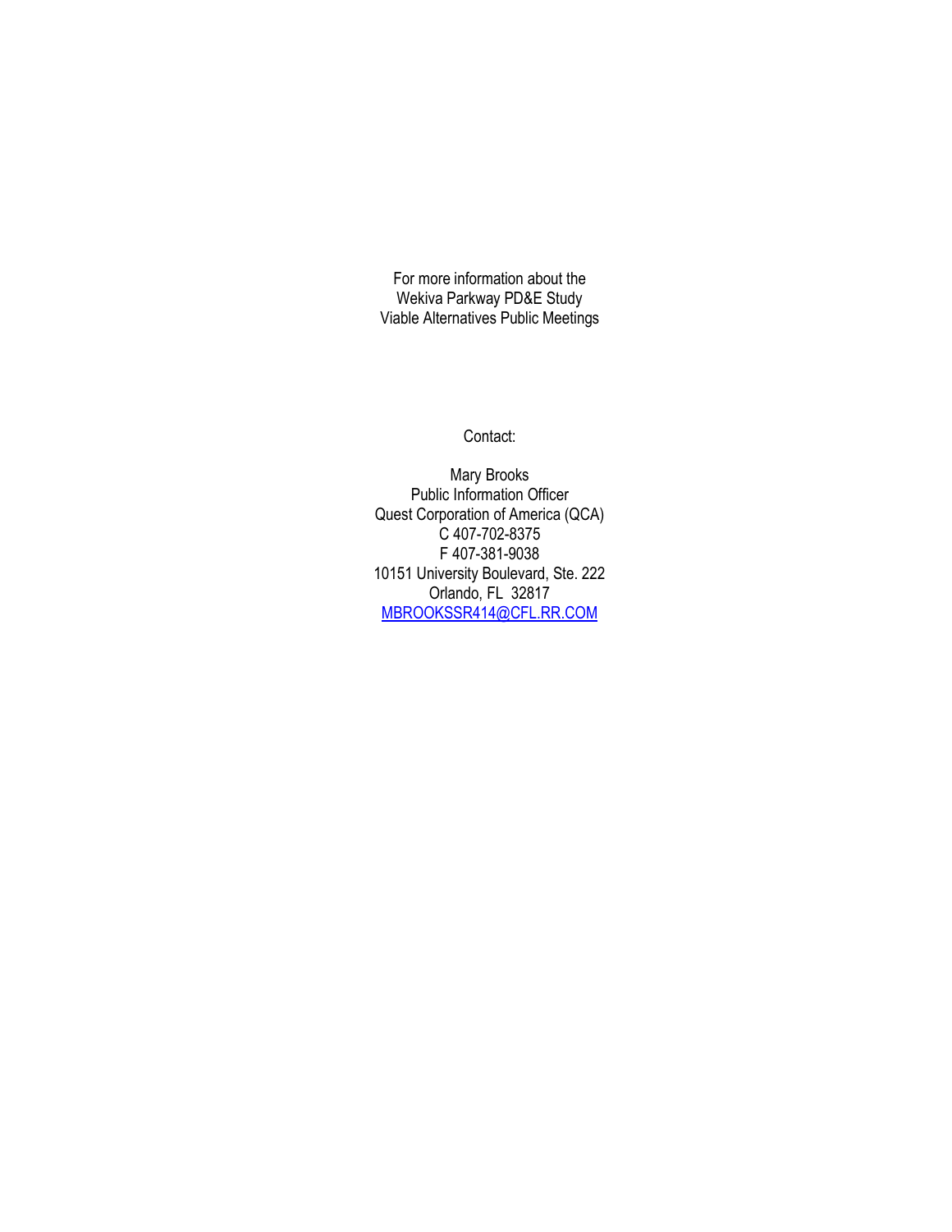For more information about the
Wekiva Parkway PD&E Study
Viable Alternatives Public Meetings

Contact:

Mary Brooks
Public Information Officer
Quest Corporation of America (QCA)
C 407-702-8375
F 407-381-9038
10151 University Boulevard, Ste. 222
Orlando, FL 32817
MBROOKSSR414@CFL.RR.COM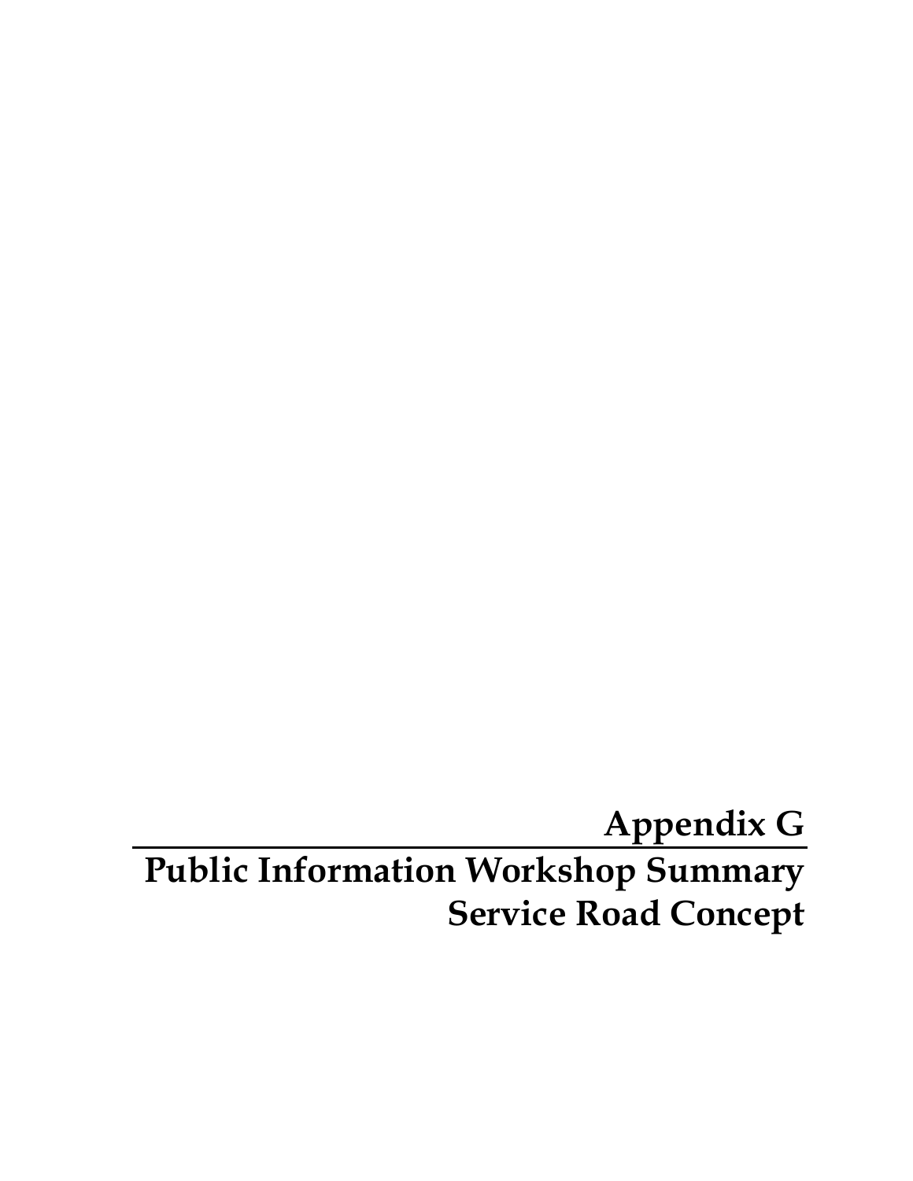# Appendix G

## Public Information Workshop Summary Service Road Concept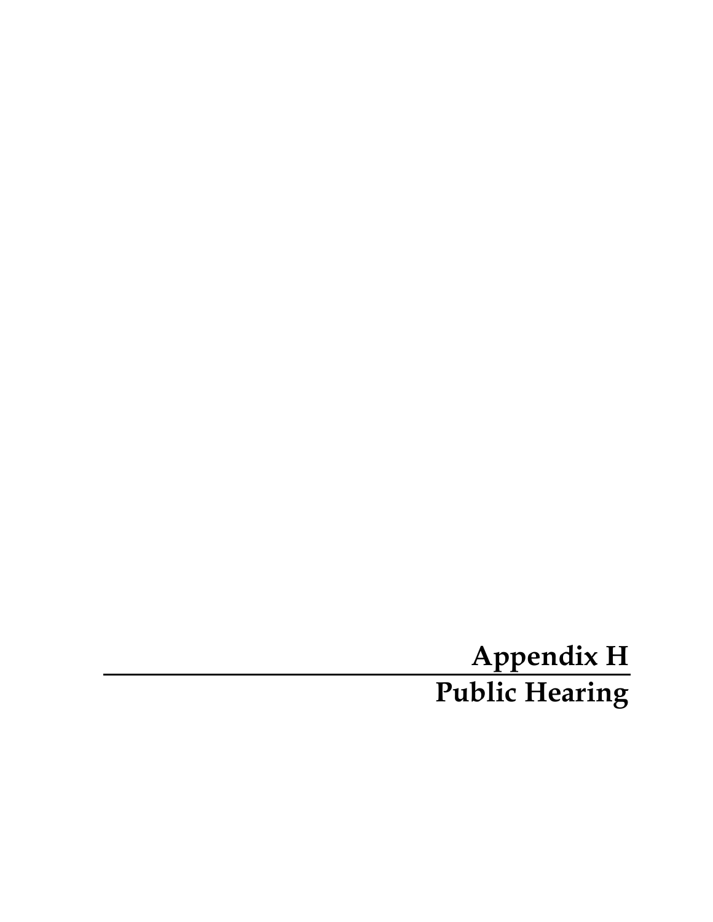# Appendix H

# Public Hearing